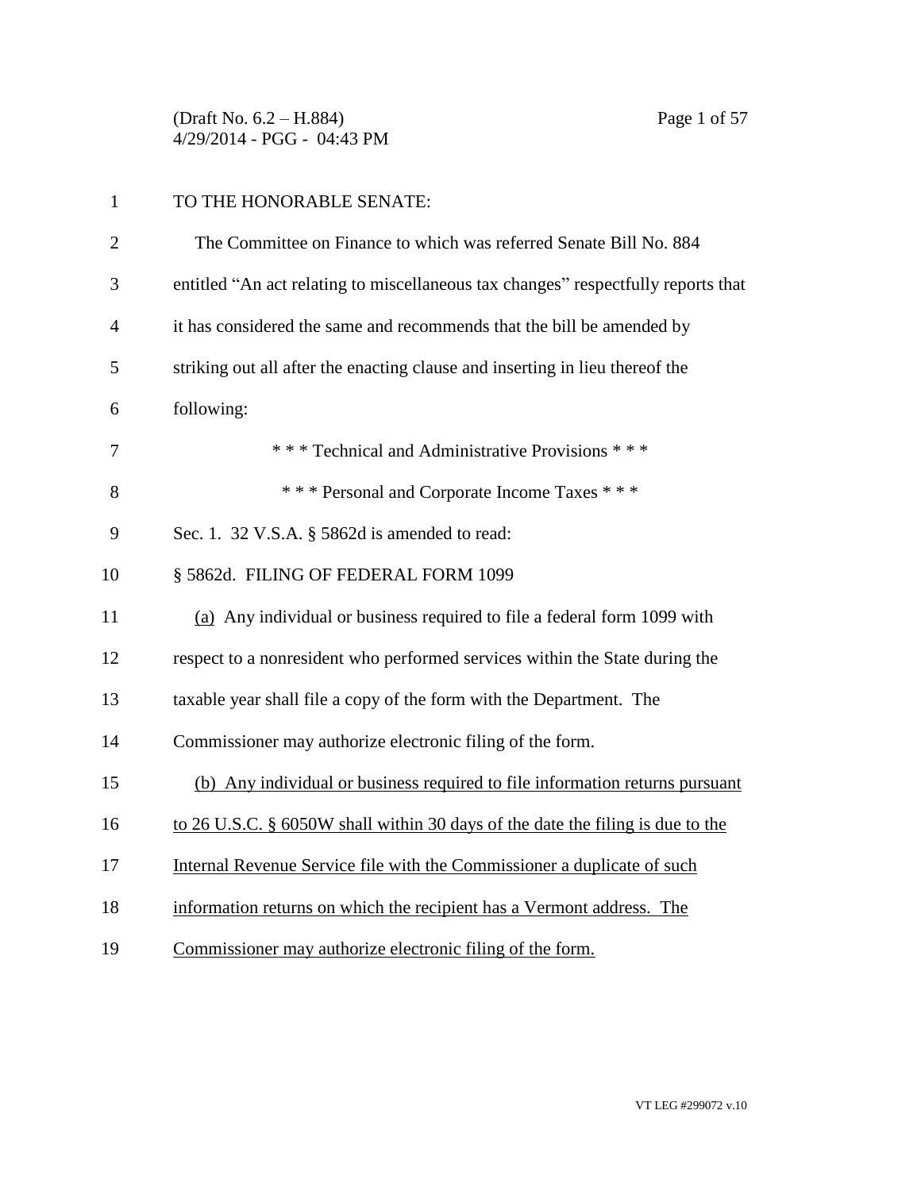TO THE HONORABLE SENATE:

The Committee on Finance to which was referred Senate Bill No. 884 entitled "An act relating to miscellaneous tax changes" respectfully reports that it has considered the same and recommends that the bill be amended by striking out all after the enacting clause and inserting in lieu thereof the following:

\* \* \* Technical and Administrative Provisions \* \* \*

\* \* \* Personal and Corporate Income Taxes \* \* \*

Sec. 1. 32 V.S.A. § 5862d is amended to read:

§ 5862d. FILING OF FEDERAL FORM 1099

(a) Any individual or business required to file a federal form 1099 with respect to a nonresident who performed services within the State during the taxable year shall file a copy of the form with the Department. The Commissioner may authorize electronic filing of the form.

(b) Any individual or business required to file information returns pursuant to 26 U.S.C. § 6050W shall within 30 days of the date the filing is due to the Internal Revenue Service file with the Commissioner a duplicate of such information returns on which the recipient has a Vermont address. The Commissioner may authorize electronic filing of the form.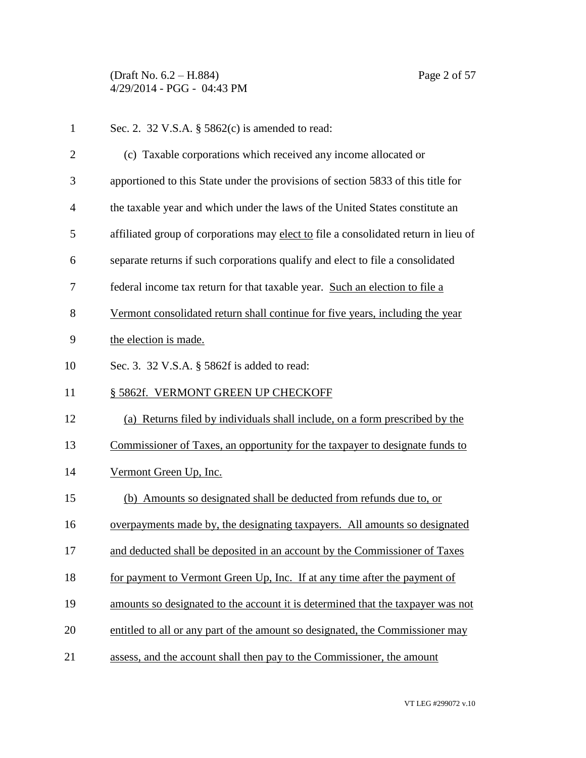Sec. 2. 32 V.S.A. § 5862(c) is amended to read:

(c) Taxable corporations which received any income allocated or apportioned to this State under the provisions of section 5833 of this title for the taxable year and which under the laws of the United States constitute an affiliated group of corporations may <u>elect to</u> file a consolidated return in lieu of separate returns if such corporations qualify and elect to file a consolidated federal income tax return for that taxable year. <u>Such an election to file a Vermont consolidated return shall continue for five years, including the year the election is made.</u>

Sec. 3. 32 V.S.A. § 5862f is added to read:

<u>§ 5862f. VERMONT GREEN UP CHECKOFF</u>

<u>(a) Returns filed by individuals shall include, on a form prescribed by the Commissioner of Taxes, an opportunity for the taxpayer to designate funds to Vermont Green Up, Inc.</u>

<u>(b) Amounts so designated shall be deducted from refunds due to, or overpayments made by, the designating taxpayers. All amounts so designated and deducted shall be deposited in an account by the Commissioner of Taxes for payment to Vermont Green Up, Inc. If at any time after the payment of amounts so designated to the account it is determined that the taxpayer was not entitled to all or any part of the amount so designated, the Commissioner may assess, and the account shall then pay to the Commissioner, the amount</u>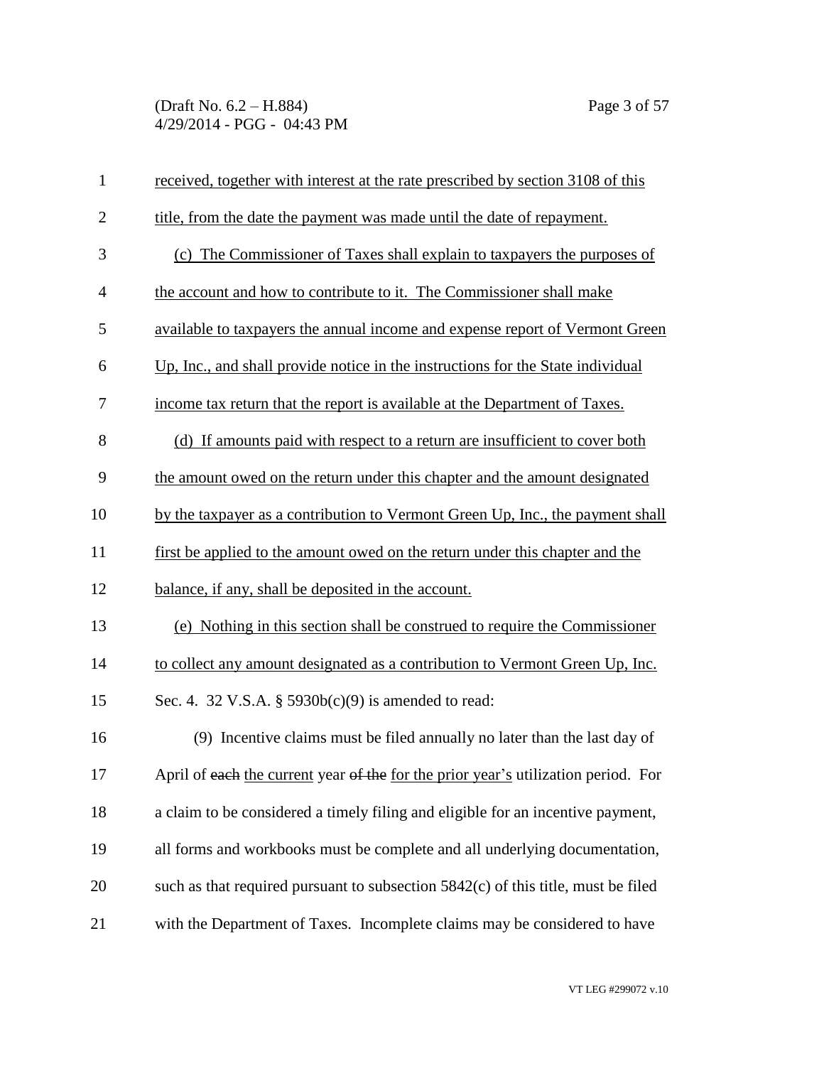received, together with interest at the rate prescribed by section 3108 of this title, from the date the payment was made until the date of repayment.

(c) The Commissioner of Taxes shall explain to taxpayers the purposes of the account and how to contribute to it. The Commissioner shall make available to taxpayers the annual income and expense report of Vermont Green Up, Inc., and shall provide notice in the instructions for the State individual income tax return that the report is available at the Department of Taxes.

(d) If amounts paid with respect to a return are insufficient to cover both the amount owed on the return under this chapter and the amount designated by the taxpayer as a contribution to Vermont Green Up, Inc., the payment shall first be applied to the amount owed on the return under this chapter and the balance, if any, shall be deposited in the account.

(e) Nothing in this section shall be construed to require the Commissioner to collect any amount designated as a contribution to Vermont Green Up, Inc.

Sec. 4. 32 V.S.A. § 5930b(c)(9) is amended to read:

(9) Incentive claims must be filed annually no later than the last day of April of ~~each~~ the current year ~~of the~~ for the prior year's utilization period. For a claim to be considered a timely filing and eligible for an incentive payment, all forms and workbooks must be complete and all underlying documentation, such as that required pursuant to subsection 5842(c) of this title, must be filed with the Department of Taxes. Incomplete claims may be considered to have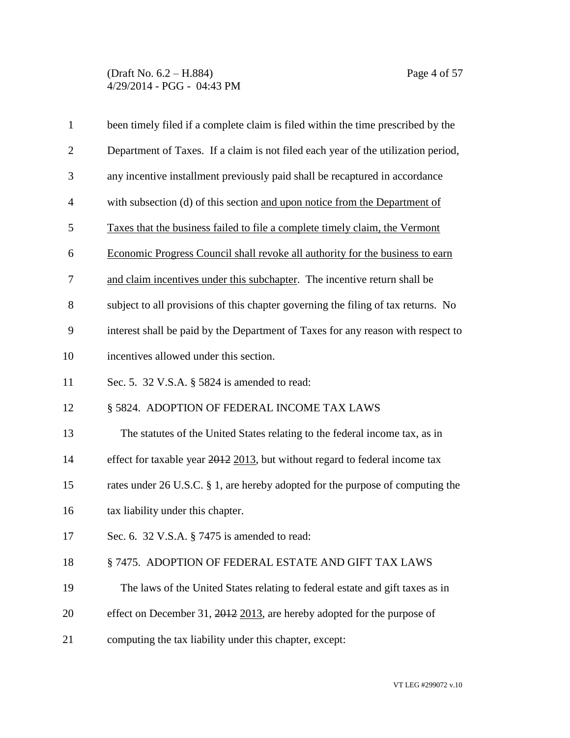been timely filed if a complete claim is filed within the time prescribed by the Department of Taxes. If a claim is not filed each year of the utilization period, any incentive installment previously paid shall be recaptured in accordance with subsection (d) of this section <u>and upon notice from the Department of Taxes that the business failed to file a complete timely claim, the Vermont Economic Progress Council shall revoke all authority for the business to earn and claim incentives under this subchapter</u>. The incentive return shall be subject to all provisions of this chapter governing the filing of tax returns. No interest shall be paid by the Department of Taxes for any reason with respect to incentives allowed under this section.

Sec. 5. 32 V.S.A. § 5824 is amended to read:

§ 5824. ADOPTION OF FEDERAL INCOME TAX LAWS

The statutes of the United States relating to the federal income tax, as in effect for taxable year ~~2012~~ <u>2013</u>, but without regard to federal income tax rates under 26 U.S.C. § 1, are hereby adopted for the purpose of computing the tax liability under this chapter.

Sec. 6. 32 V.S.A. § 7475 is amended to read:

§ 7475. ADOPTION OF FEDERAL ESTATE AND GIFT TAX LAWS

The laws of the United States relating to federal estate and gift taxes as in effect on December 31, ~~2012~~ <u>2013</u>, are hereby adopted for the purpose of computing the tax liability under this chapter, except: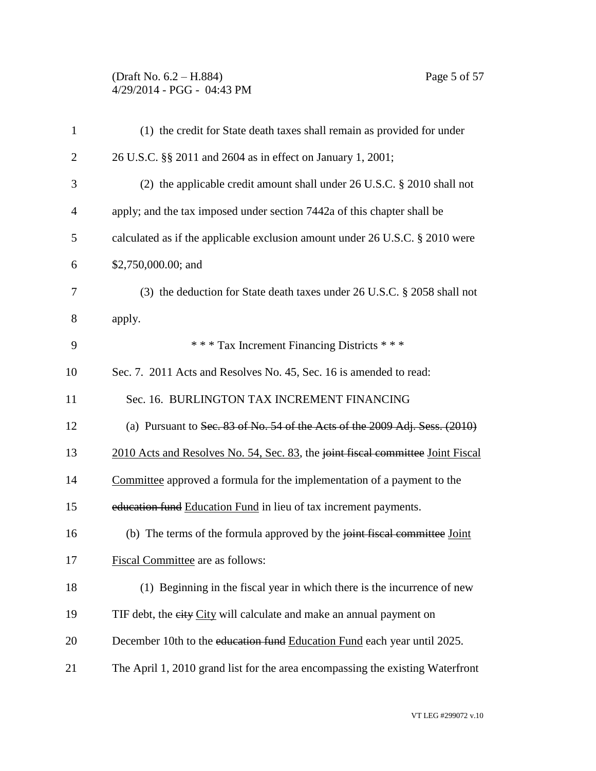(1) the credit for State death taxes shall remain as provided for under 26 U.S.C. §§ 2011 and 2604 as in effect on January 1, 2001;

(2) the applicable credit amount shall under 26 U.S.C. § 2010 shall not apply; and the tax imposed under section 7442a of this chapter shall be calculated as if the applicable exclusion amount under 26 U.S.C. § 2010 were $2,750,000.00; and

(3) the deduction for State death taxes under 26 U.S.C. § 2058 shall not apply.

\* \* \* Tax Increment Financing Districts \* \* \*

Sec. 7. 2011 Acts and Resolves No. 45, Sec. 16 is amended to read:

Sec. 16. BURLINGTON TAX INCREMENT FINANCING

(a) Pursuant to ~~Sec. 83 of No. 54 of the Acts of the 2009 Adj. Sess. (2010)~~ <u>2010 Acts and Resolves No. 54, Sec. 83</u>, the ~~joint fiscal committee~~ <u>Joint Fiscal Committee</u> approved a formula for the implementation of a payment to the ~~education fund~~ <u>Education Fund</u> in lieu of tax increment payments.

(b) The terms of the formula approved by the ~~joint fiscal committee~~ <u>Joint Fiscal Committee</u> are as follows:

(1) Beginning in the fiscal year in which there is the incurrence of new TIF debt, the ~~city~~ <u>City</u> will calculate and make an annual payment on December 10th to the ~~education fund~~ <u>Education Fund</u> each year until 2025. The April 1, 2010 grand list for the area encompassing the existing Waterfront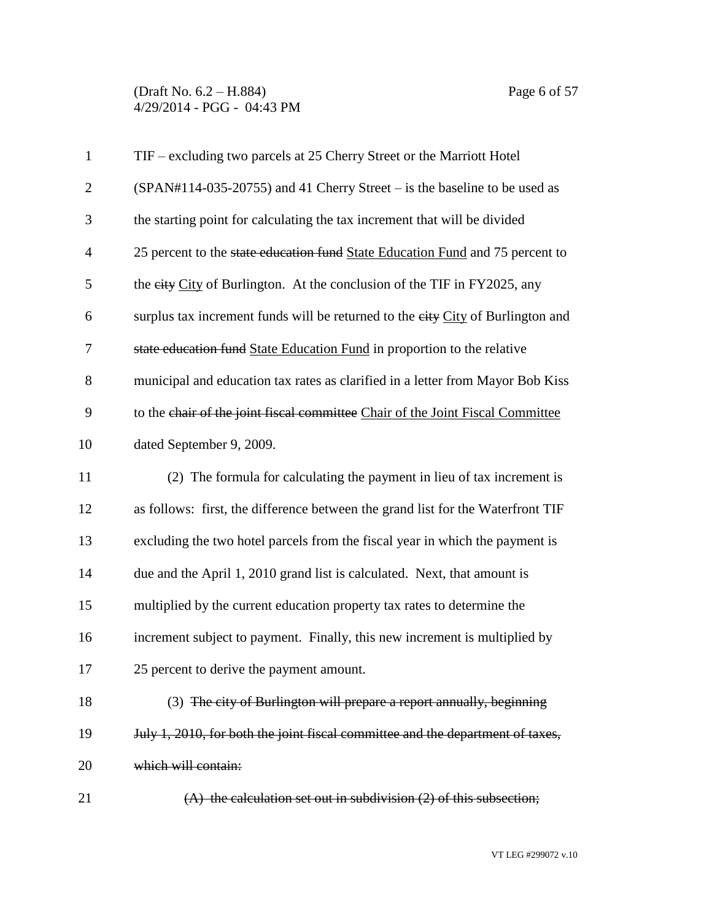TIF – excluding two parcels at 25 Cherry Street or the Marriott Hotel (SPAN#114-035-20755) and 41 Cherry Street – is the baseline to be used as the starting point for calculating the tax increment that will be divided 25 percent to the ~~state education fund~~ <u>State Education Fund</u> and 75 percent to the ~~city~~ <u>City</u> of Burlington. At the conclusion of the TIF in FY2025, any surplus tax increment funds will be returned to the ~~city~~ <u>City</u> of Burlington and ~~state education fund~~ <u>State Education Fund</u> in proportion to the relative municipal and education tax rates as clarified in a letter from Mayor Bob Kiss to the ~~chair of the joint fiscal committee~~ <u>Chair of the Joint Fiscal Committee</u> dated September 9, 2009.

(2) The formula for calculating the payment in lieu of tax increment is as follows: first, the difference between the grand list for the Waterfront TIF excluding the two hotel parcels from the fiscal year in which the payment is due and the April 1, 2010 grand list is calculated. Next, that amount is multiplied by the current education property tax rates to determine the increment subject to payment. Finally, this new increment is multiplied by 25 percent to derive the payment amount.

(3) ~~The city of Burlington will prepare a report annually, beginning July 1, 2010, for both the joint fiscal committee and the department of taxes, which will contain:~~

~~(A) the calculation set out in subdivision (2) of this subsection;~~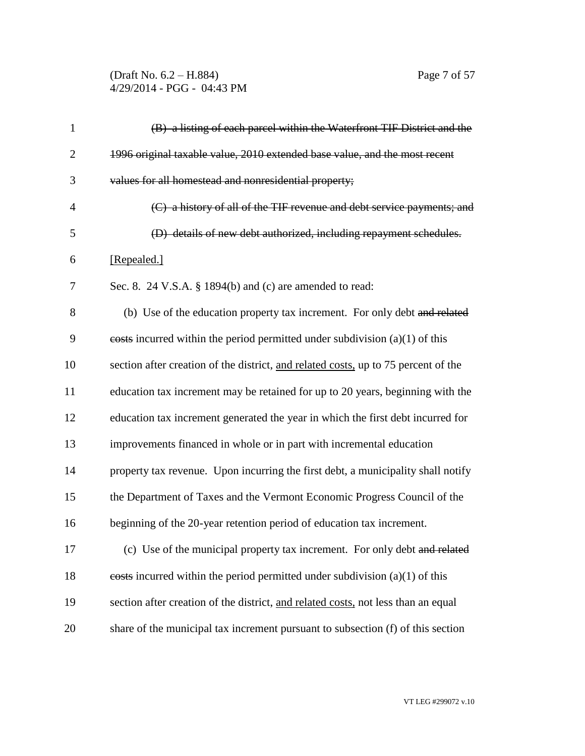~~(B) a listing of each parcel within the Waterfront TIF District and the 1996 original taxable value, 2010 extended base value, and the most recent values for all homestead and nonresidential property;~~

~~(C) a history of all of the TIF revenue and debt service payments; and~~

~~(D) details of new debt authorized, including repayment schedules.~~

[Repealed.]

Sec. 8. 24 V.S.A. § 1894(b) and (c) are amended to read:

(b) Use of the education property tax increment. For only debt ~~and related costs~~ incurred within the period permitted under subdivision (a)(1) of this section after creation of the district, <u>and related costs,</u> up to 75 percent of the education tax increment may be retained for up to 20 years, beginning with the education tax increment generated the year in which the first debt incurred for improvements financed in whole or in part with incremental education property tax revenue. Upon incurring the first debt, a municipality shall notify the Department of Taxes and the Vermont Economic Progress Council of the beginning of the 20-year retention period of education tax increment.

(c) Use of the municipal property tax increment. For only debt ~~and related costs~~ incurred within the period permitted under subdivision (a)(1) of this section after creation of the district, <u>and related costs,</u> not less than an equal share of the municipal tax increment pursuant to subsection (f) of this section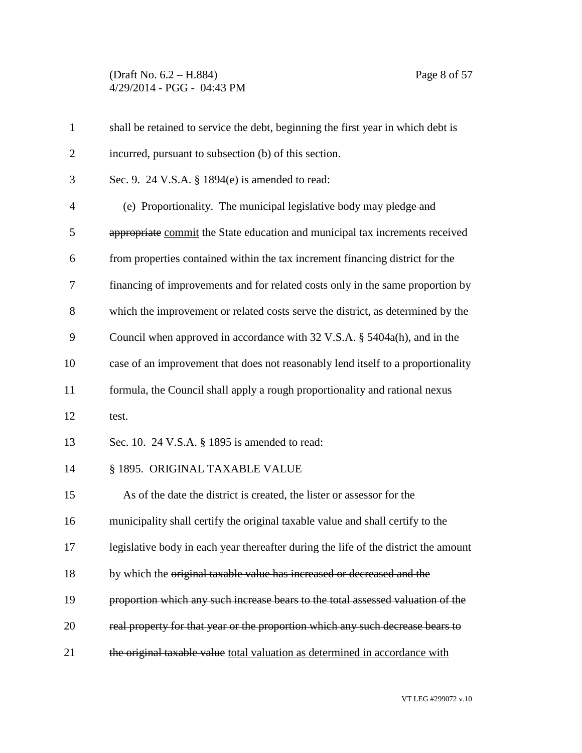shall be retained to service the debt, beginning the first year in which debt is incurred, pursuant to subsection (b) of this section.

Sec. 9. 24 V.S.A. § 1894(e) is amended to read:

(e) Proportionality. The municipal legislative body may ~~pledge and appropriate~~ commit the State education and municipal tax increments received from properties contained within the tax increment financing district for the financing of improvements and for related costs only in the same proportion by which the improvement or related costs serve the district, as determined by the Council when approved in accordance with 32 V.S.A. § 5404a(h), and in the case of an improvement that does not reasonably lend itself to a proportionality formula, the Council shall apply a rough proportionality and rational nexus test.

Sec. 10. 24 V.S.A. § 1895 is amended to read:

§ 1895. ORIGINAL TAXABLE VALUE

As of the date the district is created, the lister or assessor for the municipality shall certify the original taxable value and shall certify to the legislative body in each year thereafter during the life of the district the amount by which the ~~original taxable value has increased or decreased and the proportion which any such increase bears to the total assessed valuation of the real property for that year or the proportion which any such decrease bears to the original taxable value~~ total valuation as determined in accordance with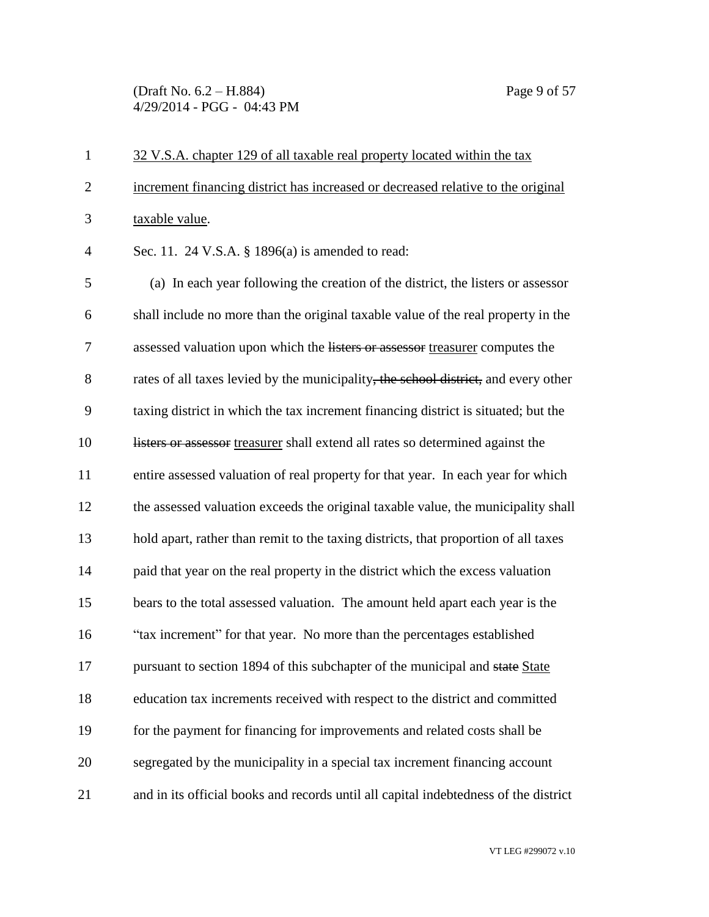32 V.S.A. chapter 129 of all taxable real property located within the tax increment financing district has increased or decreased relative to the original taxable value.

Sec. 11. 24 V.S.A. § 1896(a) is amended to read:

(a) In each year following the creation of the district, the listers or assessor shall include no more than the original taxable value of the real property in the assessed valuation upon which the ~~listers or assessor~~ treasurer computes the rates of all taxes levied by the municipality~~, the school district,~~ and every other taxing district in which the tax increment financing district is situated; but the ~~listers or assessor~~ treasurer shall extend all rates so determined against the entire assessed valuation of real property for that year. In each year for which the assessed valuation exceeds the original taxable value, the municipality shall hold apart, rather than remit to the taxing districts, that proportion of all taxes paid that year on the real property in the district which the excess valuation bears to the total assessed valuation. The amount held apart each year is the "tax increment" for that year. No more than the percentages established pursuant to section 1894 of this subchapter of the municipal and ~~state~~ State education tax increments received with respect to the district and committed for the payment for financing for improvements and related costs shall be segregated by the municipality in a special tax increment financing account and in its official books and records until all capital indebtedness of the district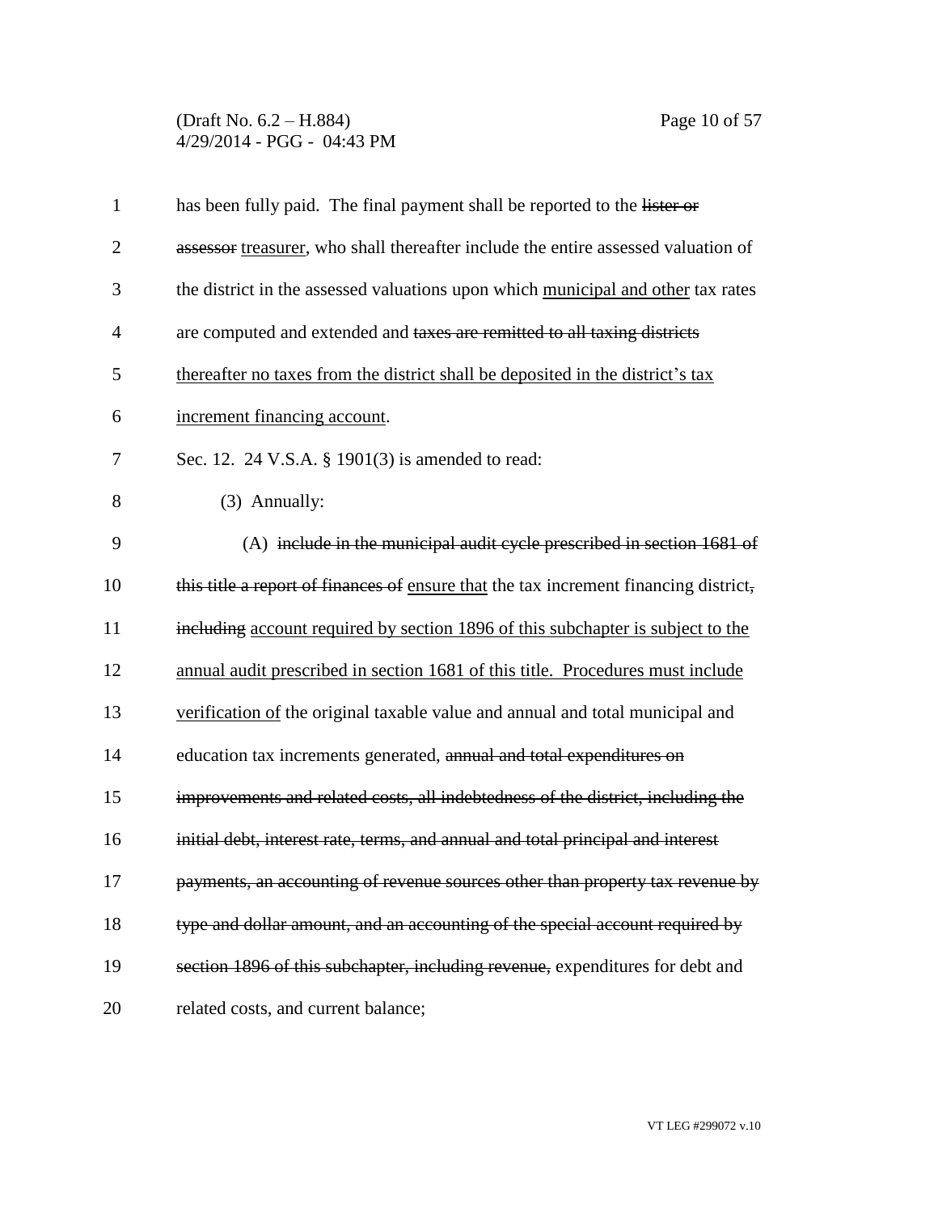has been fully paid. The final payment shall be reported to the ~~lister or assessor~~ <u>treasurer</u>, who shall thereafter include the entire assessed valuation of the district in the assessed valuations upon which <u>municipal and other</u> tax rates are computed and extended and ~~taxes are remitted to all taxing districts~~ <u>thereafter no taxes from the district shall be deposited in the district's tax increment financing account</u>.

Sec. 12. 24 V.S.A. § 1901(3) is amended to read:

(3) Annually:

(A) ~~include in the municipal audit cycle prescribed in section 1681 of this title a report of finances of~~ <u>ensure that</u> the tax increment financing district~~,~~ ~~including~~ <u>account required by section 1896 of this subchapter is subject to the annual audit prescribed in section 1681 of this title. Procedures must include verification of</u> the original taxable value and annual and total municipal and education tax increments generated, ~~annual and total expenditures on improvements and related costs, all indebtedness of the district, including the initial debt, interest rate, terms, and annual and total principal and interest payments, an accounting of revenue sources other than property tax revenue by type and dollar amount, and an accounting of the special account required by section 1896 of this subchapter, including revenue,~~ expenditures for debt and related costs, and current balance;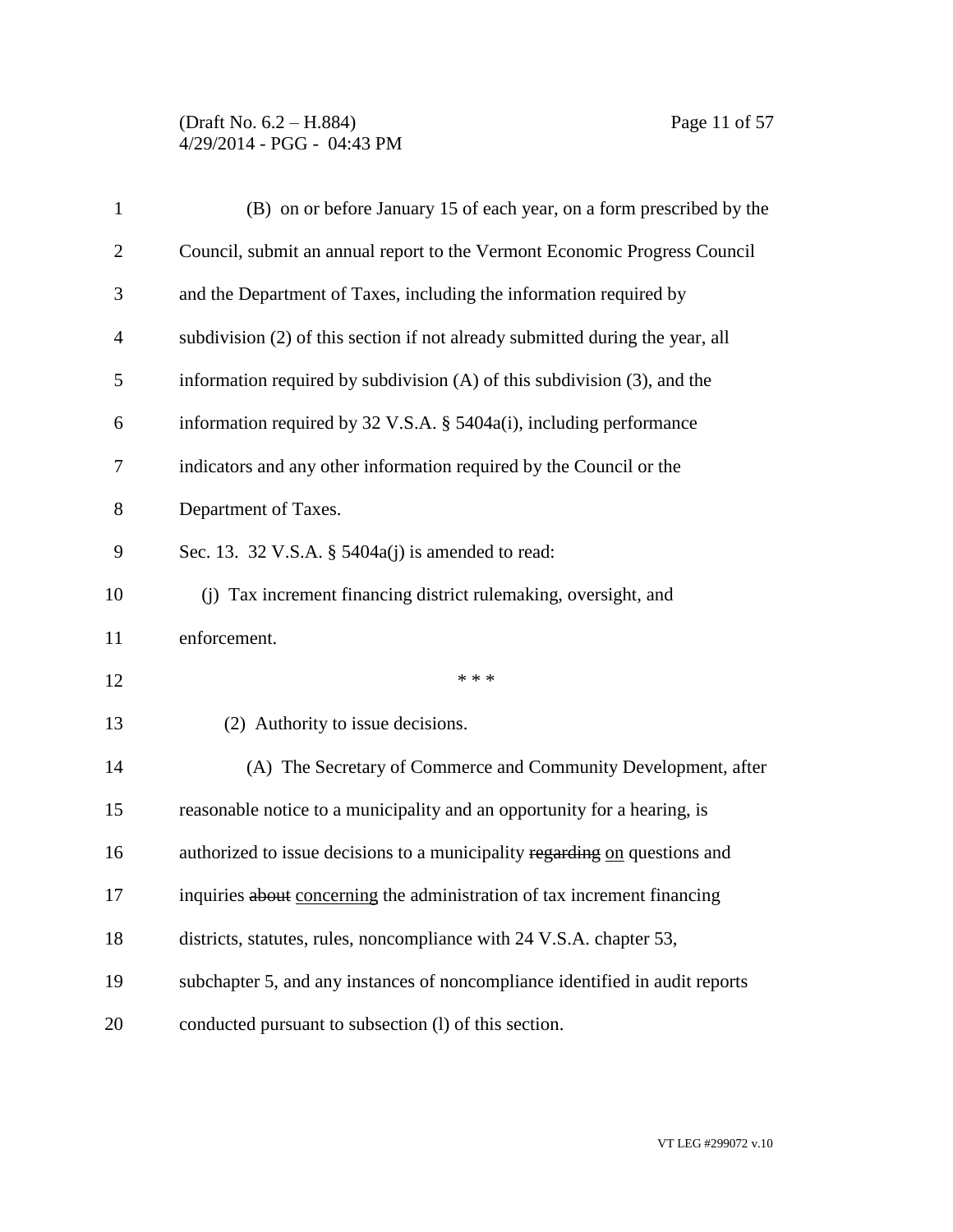(B) on or before January 15 of each year, on a form prescribed by the Council, submit an annual report to the Vermont Economic Progress Council and the Department of Taxes, including the information required by subdivision (2) of this section if not already submitted during the year, all information required by subdivision (A) of this subdivision (3), and the information required by 32 V.S.A. § 5404a(i), including performance indicators and any other information required by the Council or the Department of Taxes.

Sec. 13. 32 V.S.A. § 5404a(j) is amended to read:

(j) Tax increment financing district rulemaking, oversight, and enforcement.

* * *

(2) Authority to issue decisions.

(A) The Secretary of Commerce and Community Development, after reasonable notice to a municipality and an opportunity for a hearing, is authorized to issue decisions to a municipality ~~regarding~~ <u>on</u> questions and inquiries ~~about~~ <u>concerning</u> the administration of tax increment financing districts, statutes, rules, noncompliance with 24 V.S.A. chapter 53, subchapter 5, and any instances of noncompliance identified in audit reports conducted pursuant to subsection (l) of this section.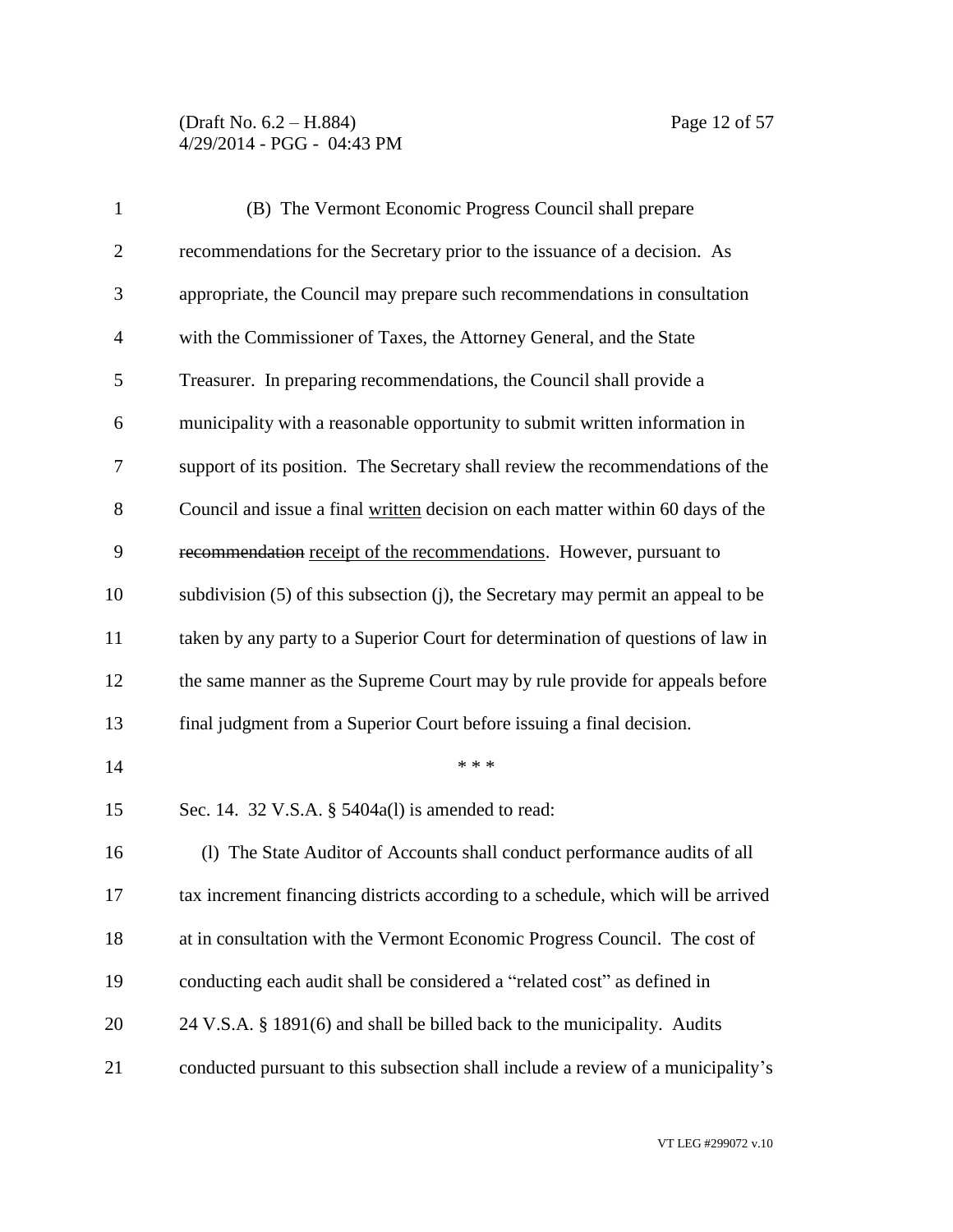(B) The Vermont Economic Progress Council shall prepare recommendations for the Secretary prior to the issuance of a decision. As appropriate, the Council may prepare such recommendations in consultation with the Commissioner of Taxes, the Attorney General, and the State Treasurer. In preparing recommendations, the Council shall provide a municipality with a reasonable opportunity to submit written information in support of its position. The Secretary shall review the recommendations of the Council and issue a final <u>written</u> decision on each matter within 60 days of the ~~recommendation~~ <u>receipt of the recommendations</u>. However, pursuant to subdivision (5) of this subsection (j), the Secretary may permit an appeal to be taken by any party to a Superior Court for determination of questions of law in the same manner as the Supreme Court may by rule provide for appeals before final judgment from a Superior Court before issuing a final decision.

\* \* \*

Sec. 14. 32 V.S.A. § 5404a(l) is amended to read:

(l) The State Auditor of Accounts shall conduct performance audits of all tax increment financing districts according to a schedule, which will be arrived at in consultation with the Vermont Economic Progress Council. The cost of conducting each audit shall be considered a "related cost" as defined in 24 V.S.A. § 1891(6) and shall be billed back to the municipality. Audits conducted pursuant to this subsection shall include a review of a municipality's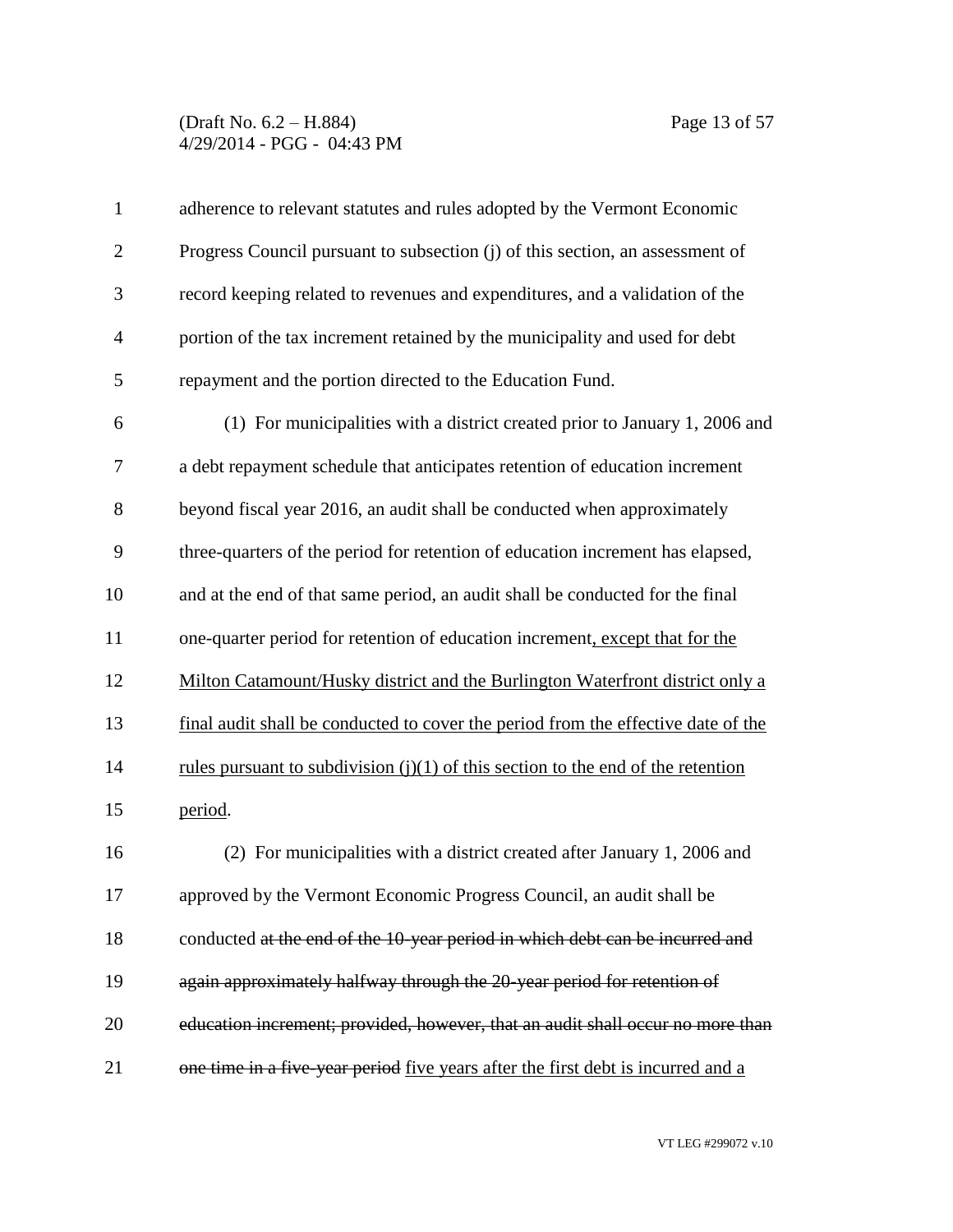adherence to relevant statutes and rules adopted by the Vermont Economic Progress Council pursuant to subsection (j) of this section, an assessment of record keeping related to revenues and expenditures, and a validation of the portion of the tax increment retained by the municipality and used for debt repayment and the portion directed to the Education Fund.

(1) For municipalities with a district created prior to January 1, 2006 and a debt repayment schedule that anticipates retention of education increment beyond fiscal year 2016, an audit shall be conducted when approximately three-quarters of the period for retention of education increment has elapsed, and at the end of that same period, an audit shall be conducted for the final one-quarter period for retention of education increment<u>, except that for the Milton Catamount/Husky district and the Burlington Waterfront district only a final audit shall be conducted to cover the period from the effective date of the rules pursuant to subdivision (j)(1) of this section to the end of the retention period</u>.

(2) For municipalities with a district created after January 1, 2006 and approved by the Vermont Economic Progress Council, an audit shall be conducted ~~at the end of the 10-year period in which debt can be incurred and again approximately halfway through the 20-year period for retention of education increment; provided, however, that an audit shall occur no more than one time in a five-year period~~ <u>five years after the first debt is incurred and a</u>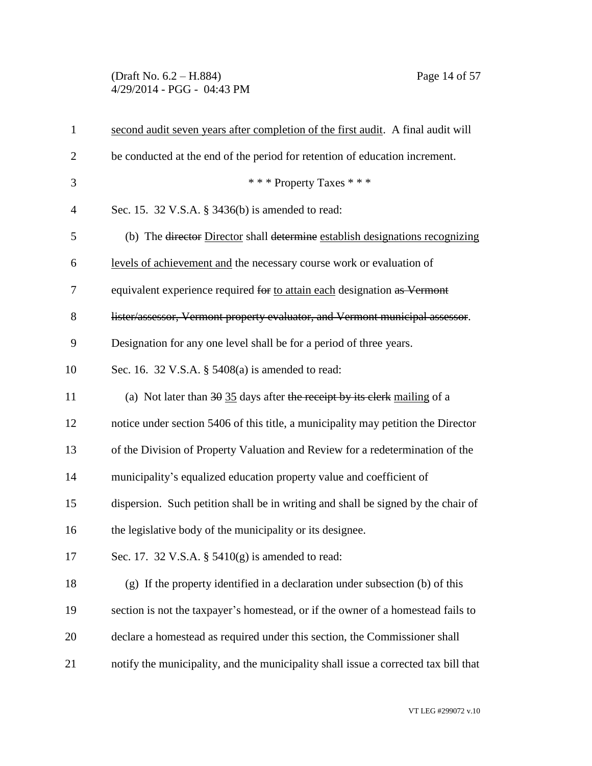second audit seven years after completion of the first audit. A final audit will be conducted at the end of the period for retention of education increment.

\* \* \* Property Taxes \* \* \*

Sec. 15. 32 V.S.A. § 3436(b) is amended to read:

(b) The ~~director~~ Director shall ~~determine~~ establish designations recognizing levels of achievement and the necessary course work or evaluation of equivalent experience required ~~for~~ to attain each designation ~~as Vermont lister/assessor, Vermont property evaluator, and Vermont municipal assessor~~. Designation for any one level shall be for a period of three years.

Sec. 16. 32 V.S.A. § 5408(a) is amended to read:

(a) Not later than ~~30~~ 35 days after ~~the receipt by its clerk~~ mailing of a notice under section 5406 of this title, a municipality may petition the Director of the Division of Property Valuation and Review for a redetermination of the municipality's equalized education property value and coefficient of dispersion. Such petition shall be in writing and shall be signed by the chair of the legislative body of the municipality or its designee.

Sec. 17. 32 V.S.A. § 5410(g) is amended to read:

(g) If the property identified in a declaration under subsection (b) of this section is not the taxpayer's homestead, or if the owner of a homestead fails to declare a homestead as required under this section, the Commissioner shall notify the municipality, and the municipality shall issue a corrected tax bill that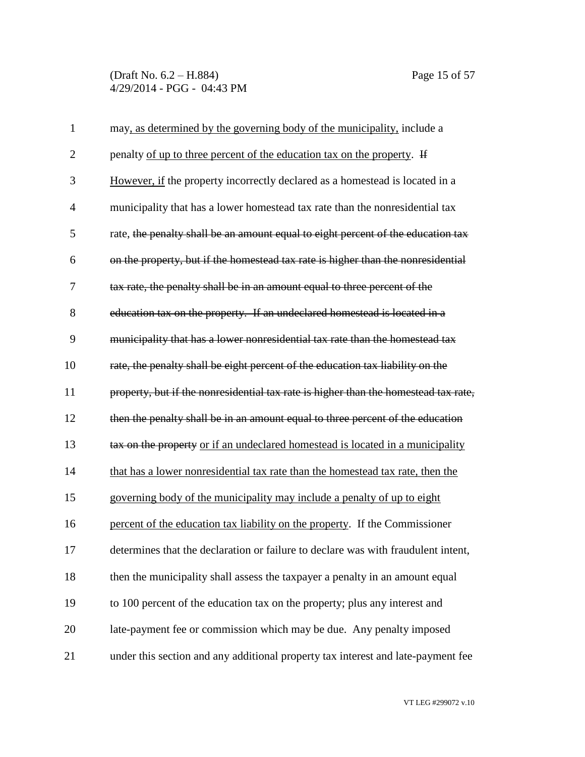may<u>, as determined by the governing body of the municipality,</u> include a penalty <u>of up to three percent of the education tax on the property</u>. ~~If~~ <u>However, if</u> the property incorrectly declared as a homestead is located in a municipality that has a lower homestead tax rate than the nonresidential tax rate, ~~the penalty shall be an amount equal to eight percent of the education tax on the property, but if the homestead tax rate is higher than the nonresidential tax rate, the penalty shall be in an amount equal to three percent of the education tax on the property. If an undeclared homestead is located in a municipality that has a lower nonresidential tax rate than the homestead tax rate, the penalty shall be eight percent of the education tax liability on the property, but if the nonresidential tax rate is higher than the homestead tax rate, then the penalty shall be in an amount equal to three percent of the education tax on the property~~ <u>or if an undeclared homestead is located in a municipality that has a lower nonresidential tax rate than the homestead tax rate, then the governing body of the municipality may include a penalty of up to eight percent of the education tax liability on the property</u>. If the Commissioner determines that the declaration or failure to declare was with fraudulent intent, then the municipality shall assess the taxpayer a penalty in an amount equal to 100 percent of the education tax on the property; plus any interest and late-payment fee or commission which may be due. Any penalty imposed under this section and any additional property tax interest and late-payment fee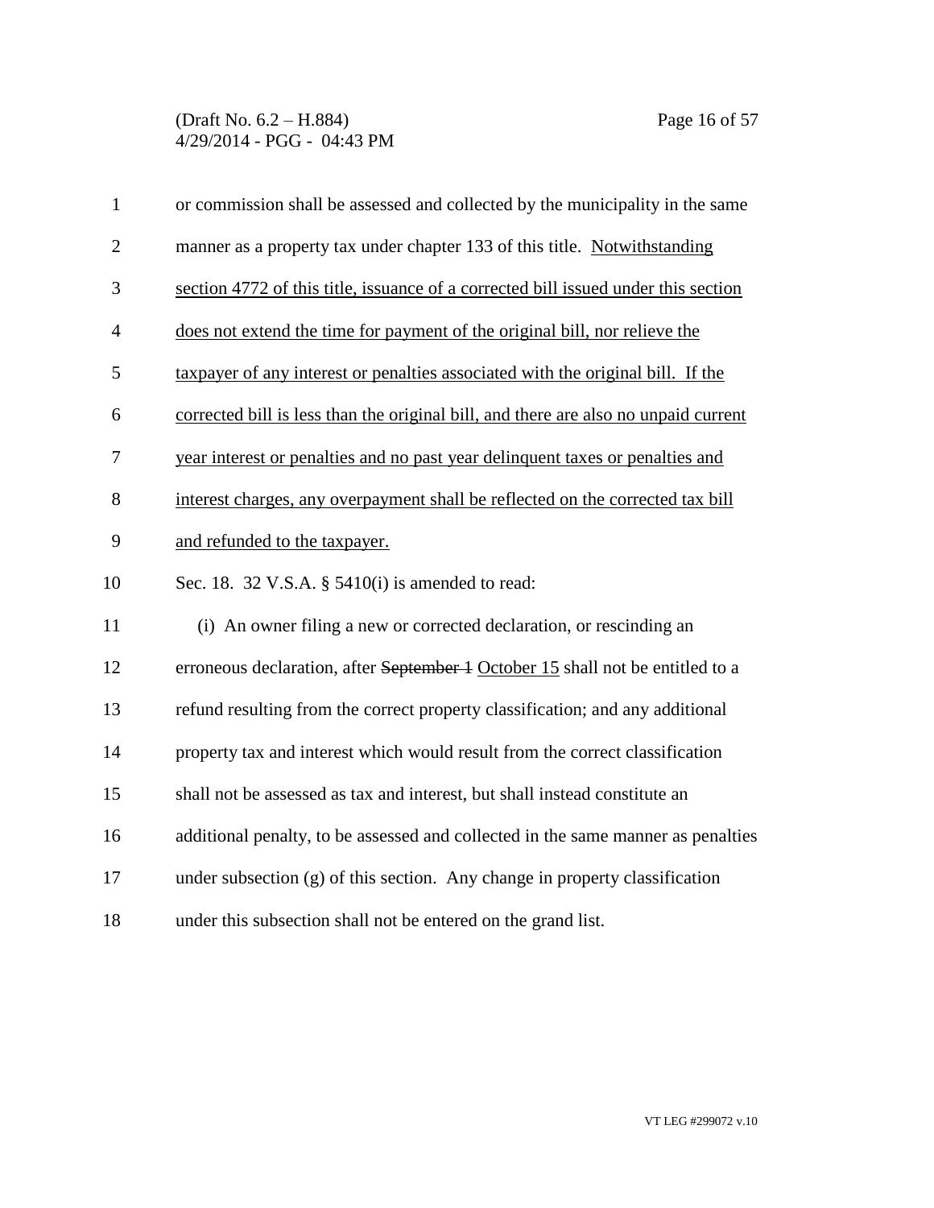or commission shall be assessed and collected by the municipality in the same manner as a property tax under chapter 133 of this title. <u>Notwithstanding section 4772 of this title, issuance of a corrected bill issued under this section does not extend the time for payment of the original bill, nor relieve the taxpayer of any interest or penalties associated with the original bill. If the corrected bill is less than the original bill, and there are also no unpaid current year interest or penalties and no past year delinquent taxes or penalties and interest charges, any overpayment shall be reflected on the corrected tax bill and refunded to the taxpayer.</u>

Sec. 18. 32 V.S.A. § 5410(i) is amended to read:

(i) An owner filing a new or corrected declaration, or rescinding an erroneous declaration, after ~~September 1~~ <u>October 15</u> shall not be entitled to a refund resulting from the correct property classification; and any additional property tax and interest which would result from the correct classification shall not be assessed as tax and interest, but shall instead constitute an additional penalty, to be assessed and collected in the same manner as penalties under subsection (g) of this section. Any change in property classification under this subsection shall not be entered on the grand list.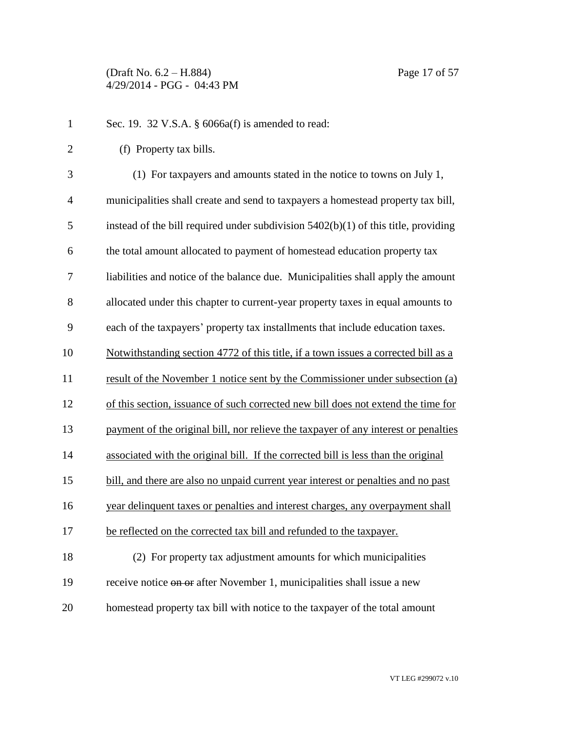Sec. 19. 32 V.S.A. § 6066a(f) is amended to read:

(f) Property tax bills.

(1) For taxpayers and amounts stated in the notice to towns on July 1, municipalities shall create and send to taxpayers a homestead property tax bill, instead of the bill required under subdivision 5402(b)(1) of this title, providing the total amount allocated to payment of homestead education property tax liabilities and notice of the balance due. Municipalities shall apply the amount allocated under this chapter to current-year property taxes in equal amounts to each of the taxpayers' property tax installments that include education taxes. <u>Notwithstanding section 4772 of this title, if a town issues a corrected bill as a result of the November 1 notice sent by the Commissioner under subsection (a) of this section, issuance of such corrected new bill does not extend the time for payment of the original bill, nor relieve the taxpayer of any interest or penalties associated with the original bill. If the corrected bill is less than the original bill, and there are also no unpaid current year interest or penalties and no past year delinquent taxes or penalties and interest charges, any overpayment shall be reflected on the corrected tax bill and refunded to the taxpayer.</u>

(2) For property tax adjustment amounts for which municipalities receive notice ~~on or~~ after November 1, municipalities shall issue a new homestead property tax bill with notice to the taxpayer of the total amount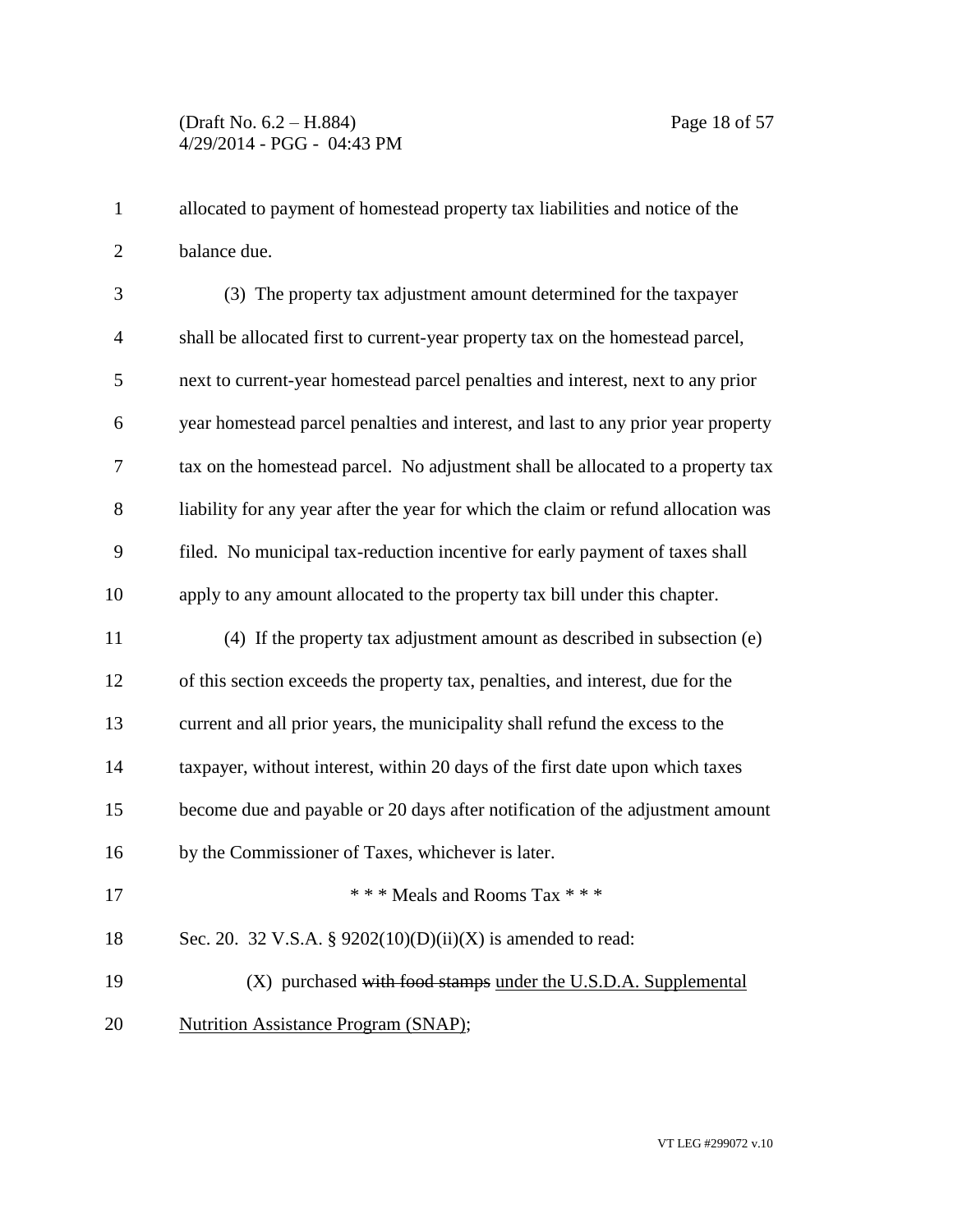allocated to payment of homestead property tax liabilities and notice of the balance due.

(3) The property tax adjustment amount determined for the taxpayer shall be allocated first to current-year property tax on the homestead parcel, next to current-year homestead parcel penalties and interest, next to any prior year homestead parcel penalties and interest, and last to any prior year property tax on the homestead parcel. No adjustment shall be allocated to a property tax liability for any year after the year for which the claim or refund allocation was filed. No municipal tax-reduction incentive for early payment of taxes shall apply to any amount allocated to the property tax bill under this chapter.

(4) If the property tax adjustment amount as described in subsection (e) of this section exceeds the property tax, penalties, and interest, due for the current and all prior years, the municipality shall refund the excess to the taxpayer, without interest, within 20 days of the first date upon which taxes become due and payable or 20 days after notification of the adjustment amount by the Commissioner of Taxes, whichever is later.

\* \* \* Meals and Rooms Tax \* \* \*

Sec. 20. 32 V.S.A. § 9202(10)(D)(ii)(X) is amended to read:

(X) purchased ~~with food stamps~~ <u>under the U.S.D.A. Supplemental Nutrition Assistance Program (SNAP)</u>;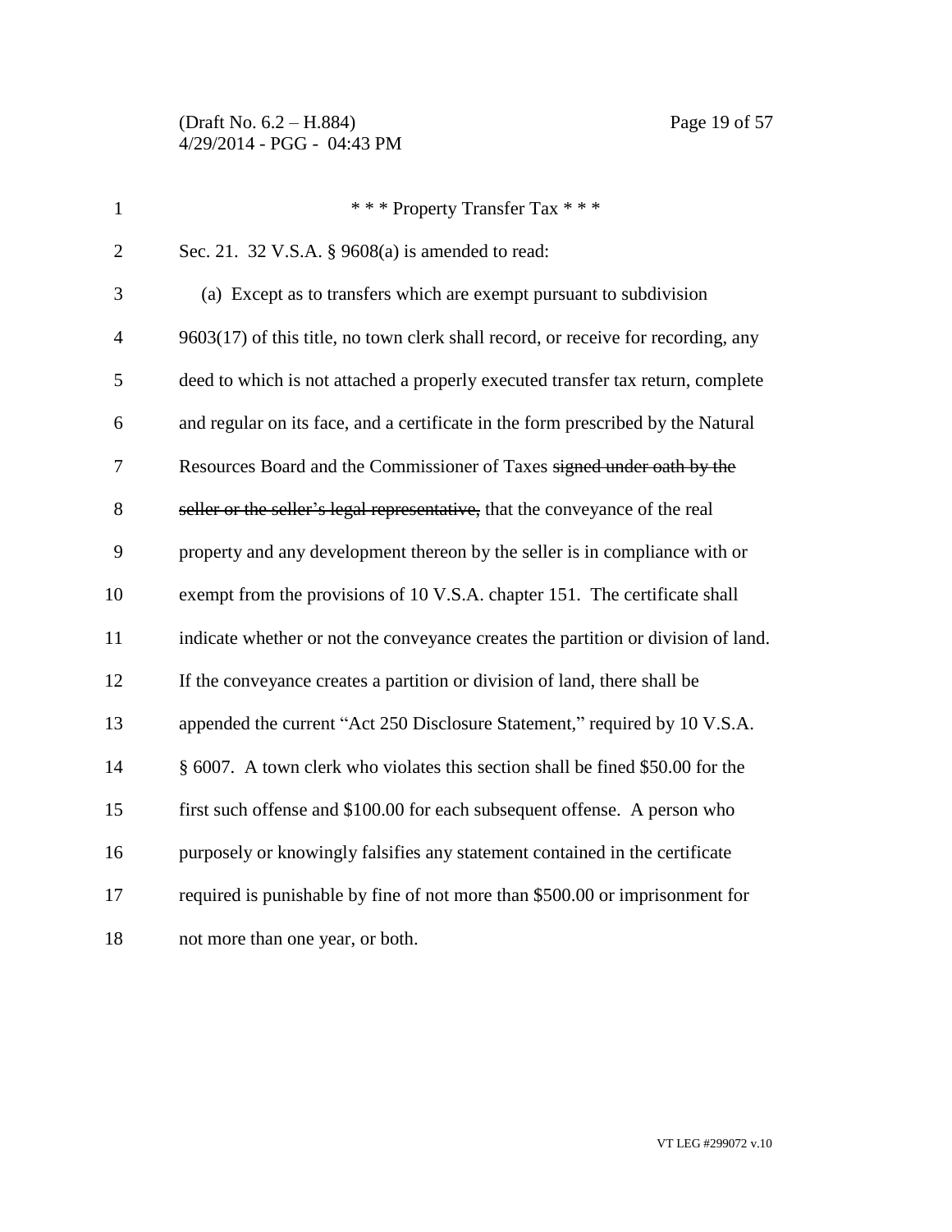\* \* \* Property Transfer Tax \* \* \*

Sec. 21. 32 V.S.A. § 9608(a) is amended to read:

(a) Except as to transfers which are exempt pursuant to subdivision 9603(17) of this title, no town clerk shall record, or receive for recording, any deed to which is not attached a properly executed transfer tax return, complete and regular on its face, and a certificate in the form prescribed by the Natural Resources Board and the Commissioner of Taxes ~~signed under oath by the seller or the seller's legal representative,~~ that the conveyance of the real property and any development thereon by the seller is in compliance with or exempt from the provisions of 10 V.S.A. chapter 151. The certificate shall indicate whether or not the conveyance creates the partition or division of land. If the conveyance creates a partition or division of land, there shall be appended the current "Act 250 Disclosure Statement," required by 10 V.S.A. § 6007. A town clerk who violates this section shall be fined $50.00 for the first such offense and $100.00 for each subsequent offense. A person who purposely or knowingly falsifies any statement contained in the certificate required is punishable by fine of not more than $500.00 or imprisonment for not more than one year, or both.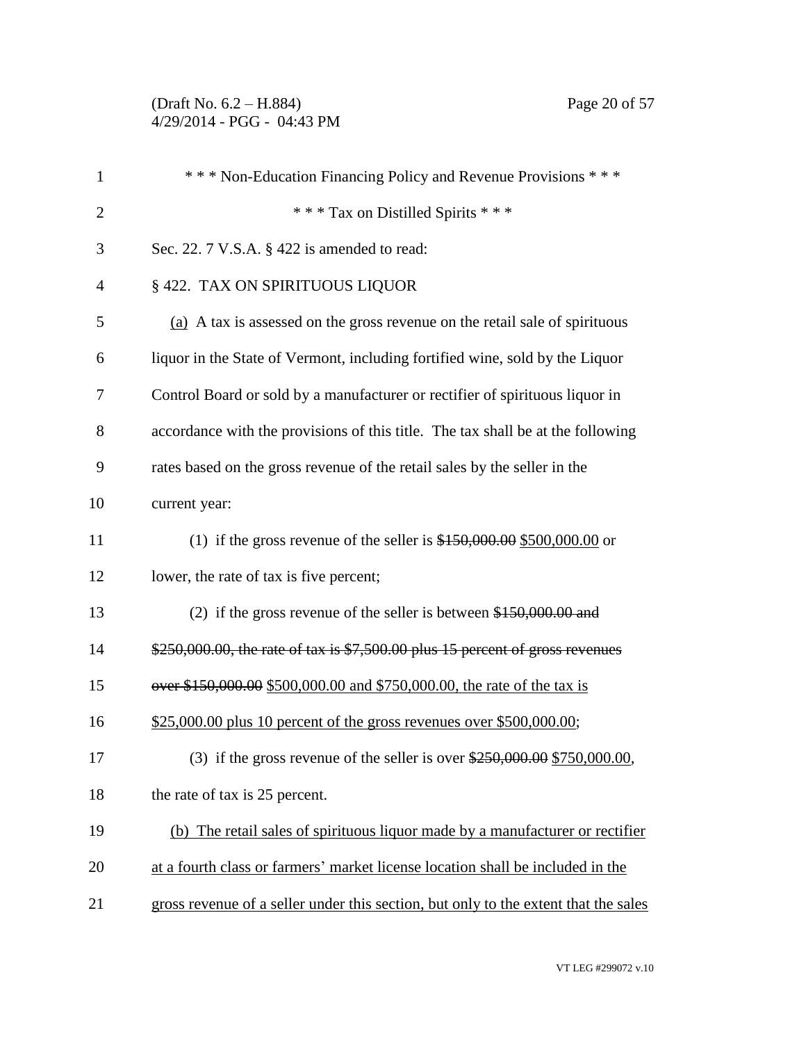\* \* \* Non-Education Financing Policy and Revenue Provisions \* \* \*

\* \* \* Tax on Distilled Spirits \* \* \*

Sec. 22. 7 V.S.A. § 422 is amended to read:

§ 422. TAX ON SPIRITUOUS LIQUOR

<u>(a)</u> A tax is assessed on the gross revenue on the retail sale of spirituous liquor in the State of Vermont, including fortified wine, sold by the Liquor Control Board or sold by a manufacturer or rectifier of spirituous liquor in accordance with the provisions of this title. The tax shall be at the following rates based on the gross revenue of the retail sales by the seller in the current year:

(1) if the gross revenue of the seller is ~~\$150,000.00~~ <u>\$500,000.00</u> or lower, the rate of tax is five percent;

(2) if the gross revenue of the seller is between ~~\$150,000.00 and \$250,000.00, the rate of tax is \$7,500.00 plus 15 percent of gross revenues over \$150,000.00~~ <u>\$500,000.00 and \$750,000.00, the rate of the tax is \$25,000.00 plus 10 percent of the gross revenues over \$500,000.00</u>;

(3) if the gross revenue of the seller is over ~~\$250,000.00~~ <u>\$750,000.00</u>, the rate of tax is 25 percent.

<u>(b) The retail sales of spirituous liquor made by a manufacturer or rectifier at a fourth class or farmers' market license location shall be included in the gross revenue of a seller under this section, but only to the extent that the sales</u>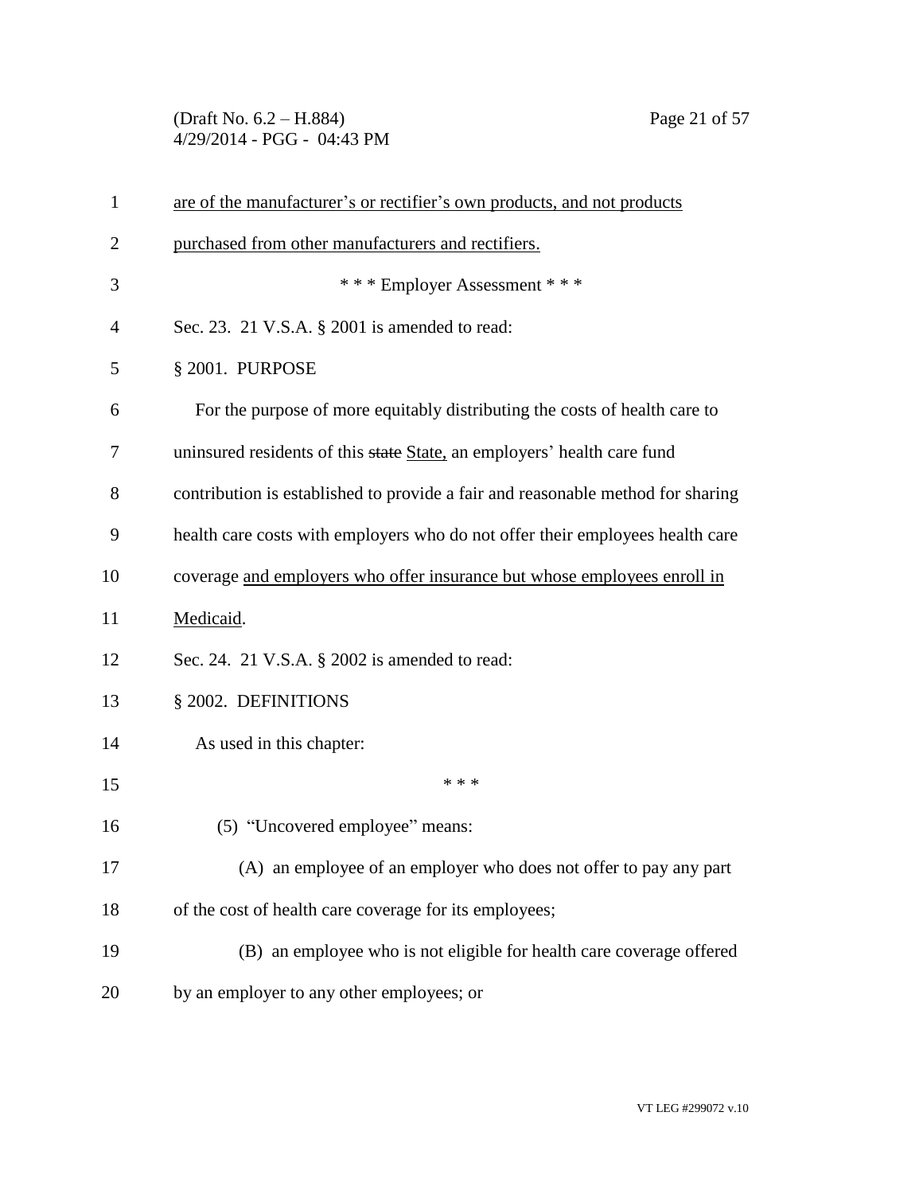are of the manufacturer's or rectifier's own products, and not products purchased from other manufacturers and rectifiers.

\* \* \* Employer Assessment \* \* \*

Sec. 23. 21 V.S.A. § 2001 is amended to read:

§ 2001. PURPOSE

For the purpose of more equitably distributing the costs of health care to uninsured residents of this ~~state~~ State, an employers' health care fund contribution is established to provide a fair and reasonable method for sharing health care costs with employers who do not offer their employees health care coverage and employers who offer insurance but whose employees enroll in Medicaid.

Sec. 24. 21 V.S.A. § 2002 is amended to read:

§ 2002. DEFINITIONS

As used in this chapter:

\* \* \*

(5) "Uncovered employee" means:

(A) an employee of an employer who does not offer to pay any part of the cost of health care coverage for its employees;

(B) an employee who is not eligible for health care coverage offered by an employer to any other employees; or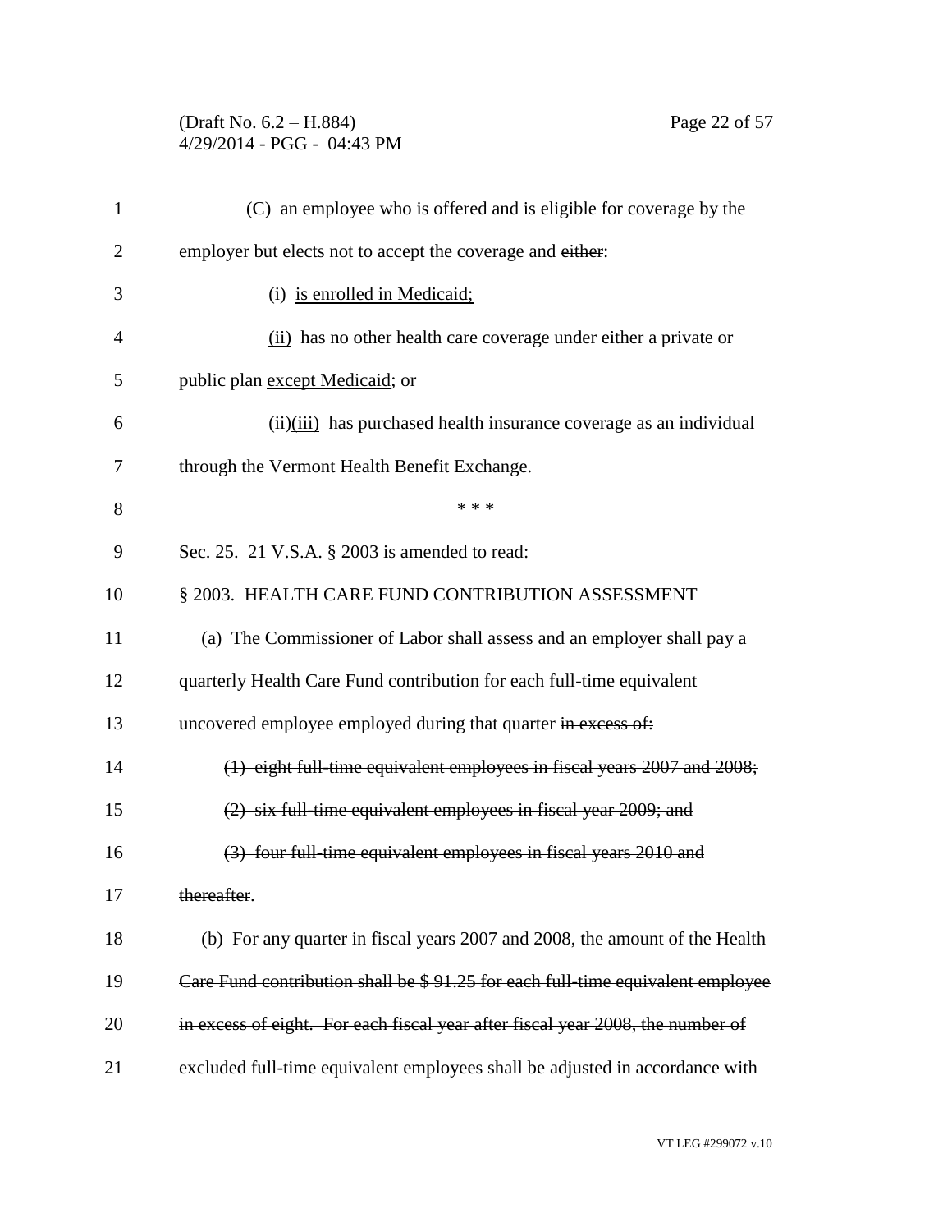(C) an employee who is offered and is eligible for coverage by the employer but elects not to accept the coverage and ~~either~~:

(i) <u>is enrolled in Medicaid;</u>

<u>(ii)</u> has no other health care coverage under either a private or public plan <u>except Medicaid</u>; or

~~(ii)~~<u>(iii)</u> has purchased health insurance coverage as an individual through the Vermont Health Benefit Exchange.

\* \* \*

Sec. 25. 21 V.S.A. § 2003 is amended to read:

§ 2003. HEALTH CARE FUND CONTRIBUTION ASSESSMENT

(a) The Commissioner of Labor shall assess and an employer shall pay a quarterly Health Care Fund contribution for each full-time equivalent uncovered employee employed during that quarter ~~in excess of:~~

~~(1) eight full-time equivalent employees in fiscal years 2007 and 2008;~~

~~(2) six full-time equivalent employees in fiscal year 2009; and~~

~~(3) four full-time equivalent employees in fiscal years 2010 and thereafter~~.

(b) ~~For any quarter in fiscal years 2007 and 2008, the amount of the Health Care Fund contribution shall be $ 91.25 for each full-time equivalent employee in excess of eight. For each fiscal year after fiscal year 2008, the number of excluded full-time equivalent employees shall be adjusted in accordance with~~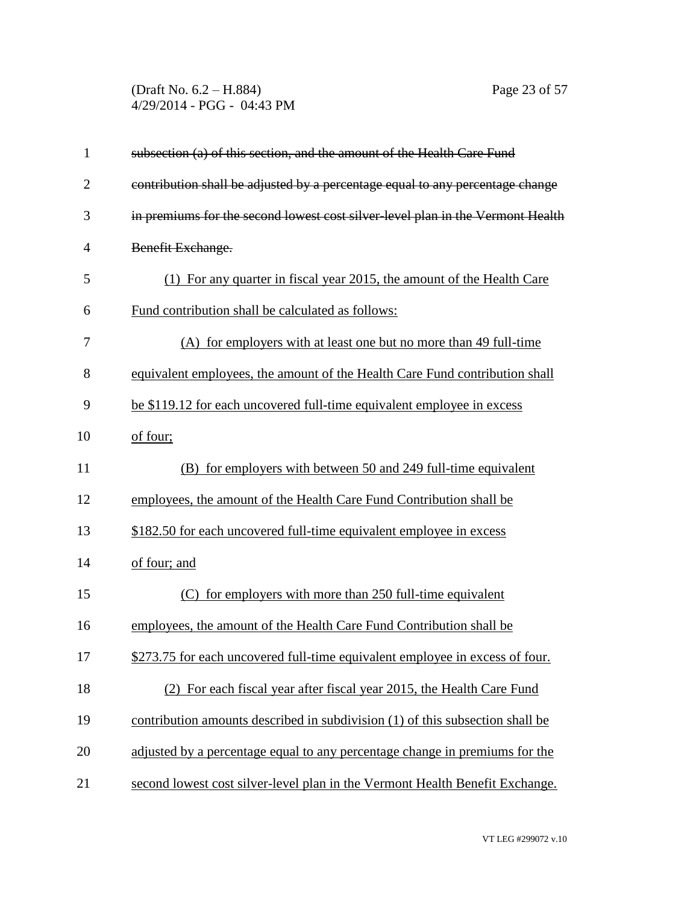~~subsection (a) of this section, and the amount of the Health Care Fund contribution shall be adjusted by a percentage equal to any percentage change in premiums for the second lowest cost silver-level plan in the Vermont Health Benefit Exchange.~~

<u>(1) For any quarter in fiscal year 2015, the amount of the Health Care Fund contribution shall be calculated as follows:</u>

<u>(A) for employers with at least one but no more than 49 full-time equivalent employees, the amount of the Health Care Fund contribution shall be \$119.12 for each uncovered full-time equivalent employee in excess of four;</u>

<u>(B) for employers with between 50 and 249 full-time equivalent employees, the amount of the Health Care Fund Contribution shall be \$182.50 for each uncovered full-time equivalent employee in excess of four; and</u>

<u>(C) for employers with more than 250 full-time equivalent employees, the amount of the Health Care Fund Contribution shall be \$273.75 for each uncovered full-time equivalent employee in excess of four.</u>

<u>(2) For each fiscal year after fiscal year 2015, the Health Care Fund contribution amounts described in subdivision (1) of this subsection shall be adjusted by a percentage equal to any percentage change in premiums for the second lowest cost silver-level plan in the Vermont Health Benefit Exchange.</u>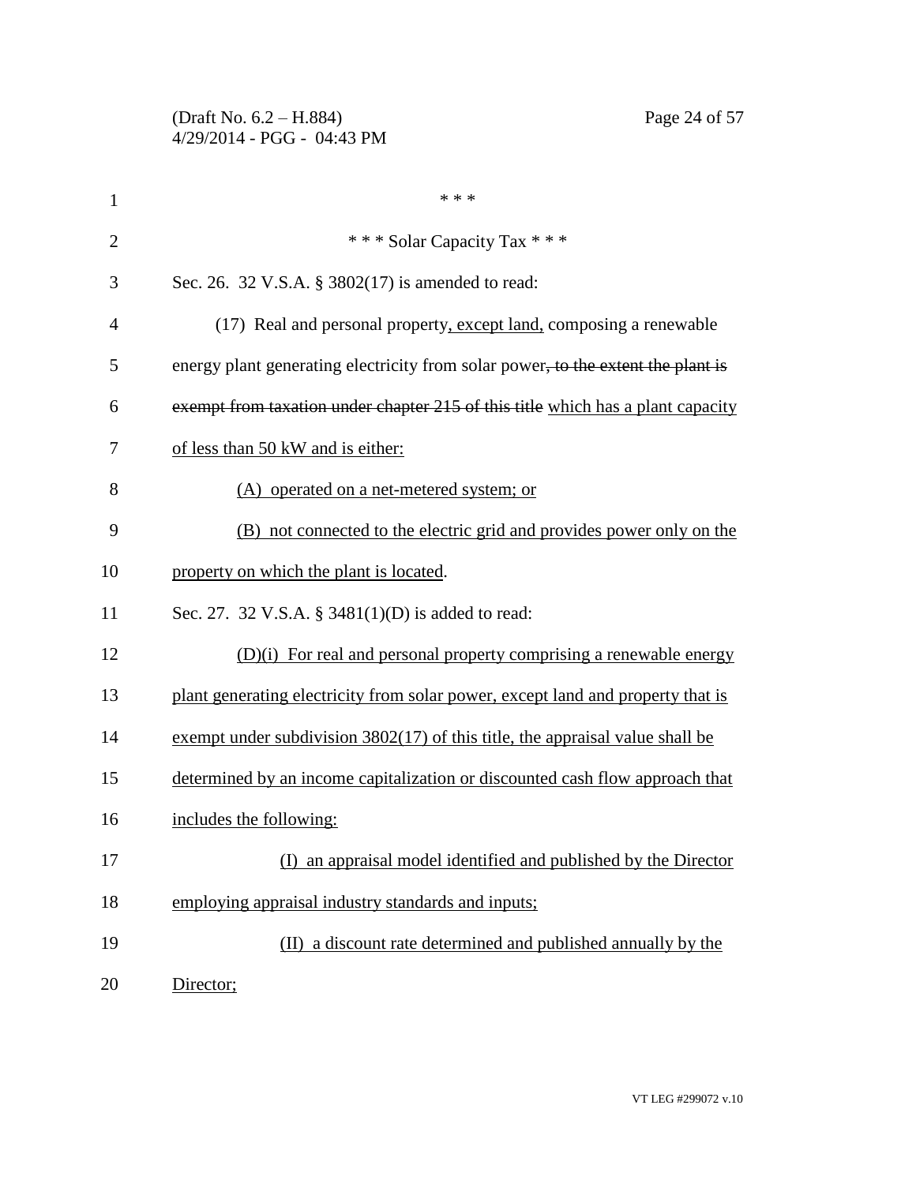\* \* \*

\* \* \* Solar Capacity Tax \* \* \*

Sec. 26. 32 V.S.A. § 3802(17) is amended to read:

(17) Real and personal property, except land, composing a renewable energy plant generating electricity from solar power, ~~to the extent the plant is exempt from taxation under chapter 215 of this title~~ which has a plant capacity of less than 50 kW and is either:

(A) operated on a net-metered system; or

(B) not connected to the electric grid and provides power only on the property on which the plant is located.

Sec. 27. 32 V.S.A. § 3481(1)(D) is added to read:

(D)(i) For real and personal property comprising a renewable energy plant generating electricity from solar power, except land and property that is exempt under subdivision 3802(17) of this title, the appraisal value shall be determined by an income capitalization or discounted cash flow approach that includes the following:

(I) an appraisal model identified and published by the Director employing appraisal industry standards and inputs;

(II) a discount rate determined and published annually by the Director;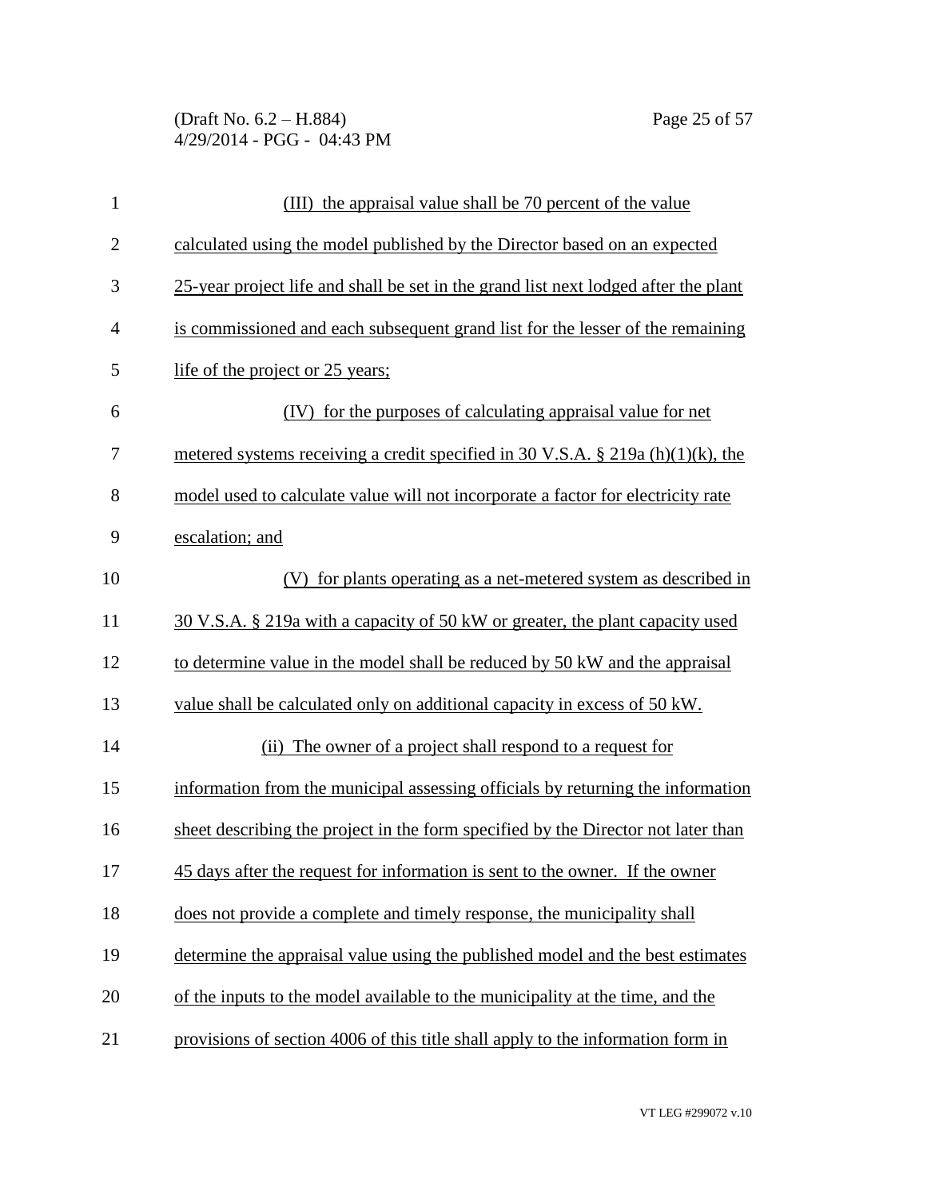(III) the appraisal value shall be 70 percent of the value calculated using the model published by the Director based on an expected 25-year project life and shall be set in the grand list next lodged after the plant is commissioned and each subsequent grand list for the lesser of the remaining life of the project or 25 years;

(IV) for the purposes of calculating appraisal value for net metered systems receiving a credit specified in 30 V.S.A. § 219a (h)(1)(k), the model used to calculate value will not incorporate a factor for electricity rate escalation; and

(V) for plants operating as a net-metered system as described in 30 V.S.A. § 219a with a capacity of 50 kW or greater, the plant capacity used to determine value in the model shall be reduced by 50 kW and the appraisal value shall be calculated only on additional capacity in excess of 50 kW.

(ii) The owner of a project shall respond to a request for information from the municipal assessing officials by returning the information sheet describing the project in the form specified by the Director not later than 45 days after the request for information is sent to the owner. If the owner does not provide a complete and timely response, the municipality shall determine the appraisal value using the published model and the best estimates of the inputs to the model available to the municipality at the time, and the provisions of section 4006 of this title shall apply to the information form in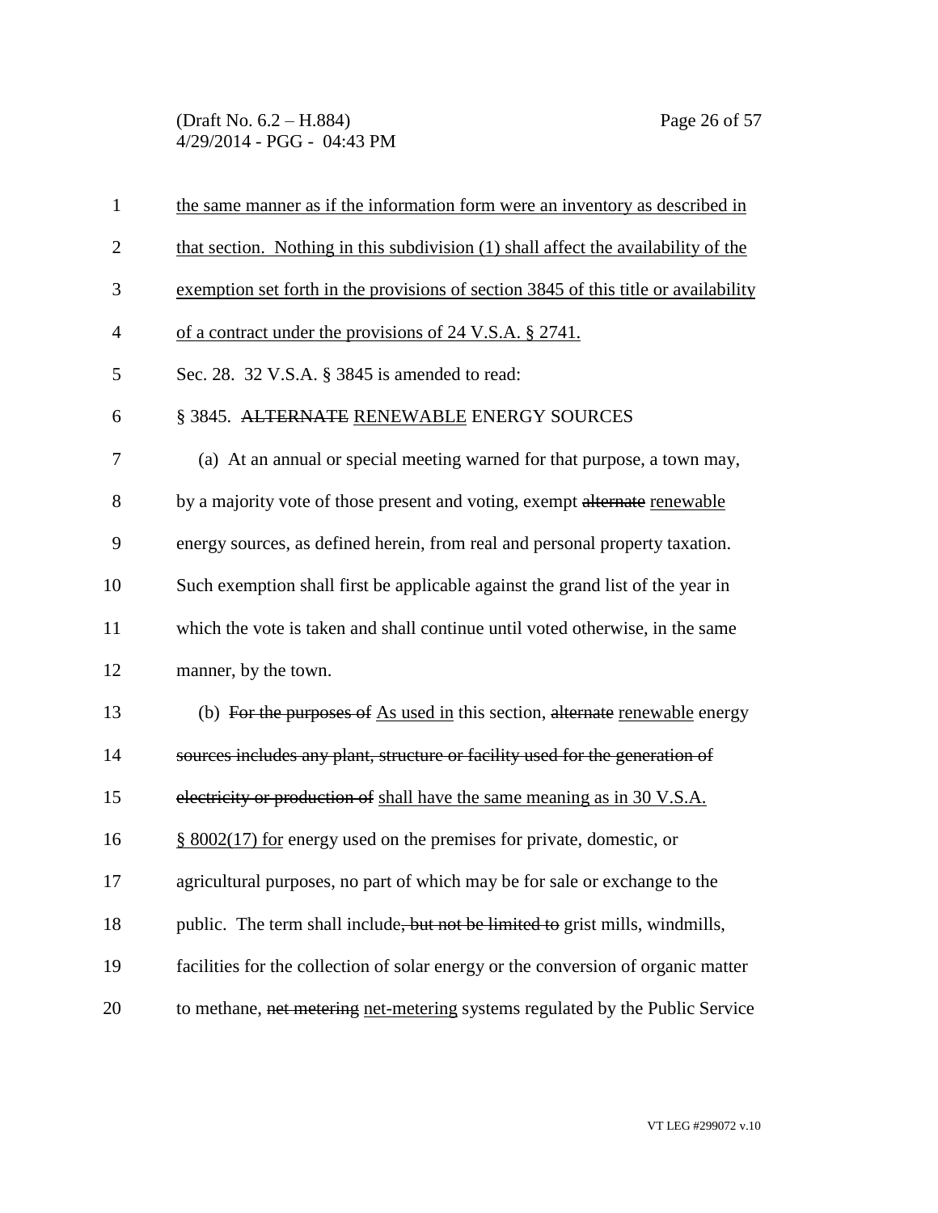the same manner as if the information form were an inventory as described in that section. Nothing in this subdivision (1) shall affect the availability of the exemption set forth in the provisions of section 3845 of this title or availability of a contract under the provisions of 24 V.S.A. § 2741.

Sec. 28. 32 V.S.A. § 3845 is amended to read:

§ 3845. ~~ALTERNATE~~ RENEWABLE ENERGY SOURCES

(a) At an annual or special meeting warned for that purpose, a town may, by a majority vote of those present and voting, exempt ~~alternate~~ renewable energy sources, as defined herein, from real and personal property taxation. Such exemption shall first be applicable against the grand list of the year in which the vote is taken and shall continue until voted otherwise, in the same manner, by the town.

(b) ~~For the purposes of~~ As used in this section, ~~alternate~~ renewable energy ~~sources includes any plant, structure or facility used for the generation of electricity or production of~~ shall have the same meaning as in 30 V.S.A. § 8002(17) for energy used on the premises for private, domestic, or agricultural purposes, no part of which may be for sale or exchange to the public. The term shall include~~, but not be limited to~~ grist mills, windmills, facilities for the collection of solar energy or the conversion of organic matter to methane, ~~net metering~~ net-metering systems regulated by the Public Service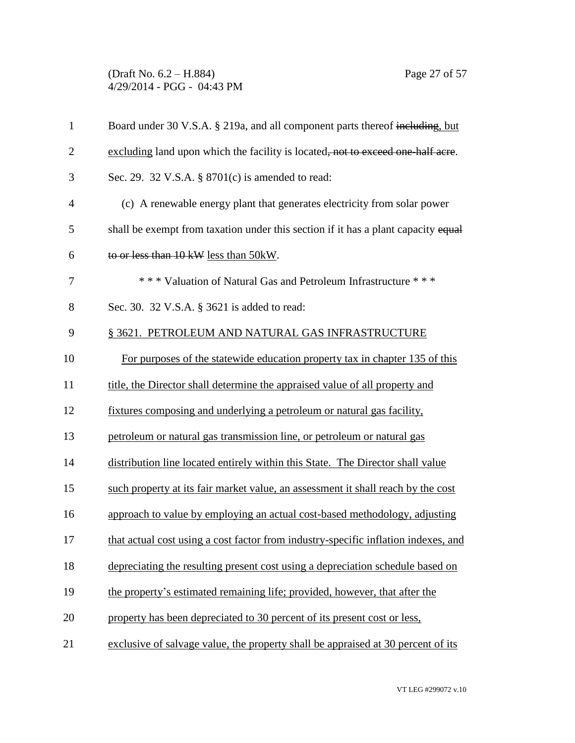Board under 30 V.S.A. § 219a, and all component parts thereof ~~including~~, but excluding land upon which the facility is located~~, not to exceed one-half acre~~.

Sec. 29. 32 V.S.A. § 8701(c) is amended to read:

(c) A renewable energy plant that generates electricity from solar power shall be exempt from taxation under this section if it has a plant capacity ~~equal to or less than 10 kW~~ less than 50kW.

\* \* \* Valuation of Natural Gas and Petroleum Infrastructure \* \* \*

Sec. 30. 32 V.S.A. § 3621 is added to read:

§ 3621. PETROLEUM AND NATURAL GAS INFRASTRUCTURE

For purposes of the statewide education property tax in chapter 135 of this title, the Director shall determine the appraised value of all property and fixtures composing and underlying a petroleum or natural gas facility, petroleum or natural gas transmission line, or petroleum or natural gas distribution line located entirely within this State. The Director shall value such property at its fair market value, an assessment it shall reach by the cost approach to value by employing an actual cost-based methodology, adjusting that actual cost using a cost factor from industry-specific inflation indexes, and depreciating the resulting present cost using a depreciation schedule based on the property's estimated remaining life; provided, however, that after the property has been depreciated to 30 percent of its present cost or less, exclusive of salvage value, the property shall be appraised at 30 percent of its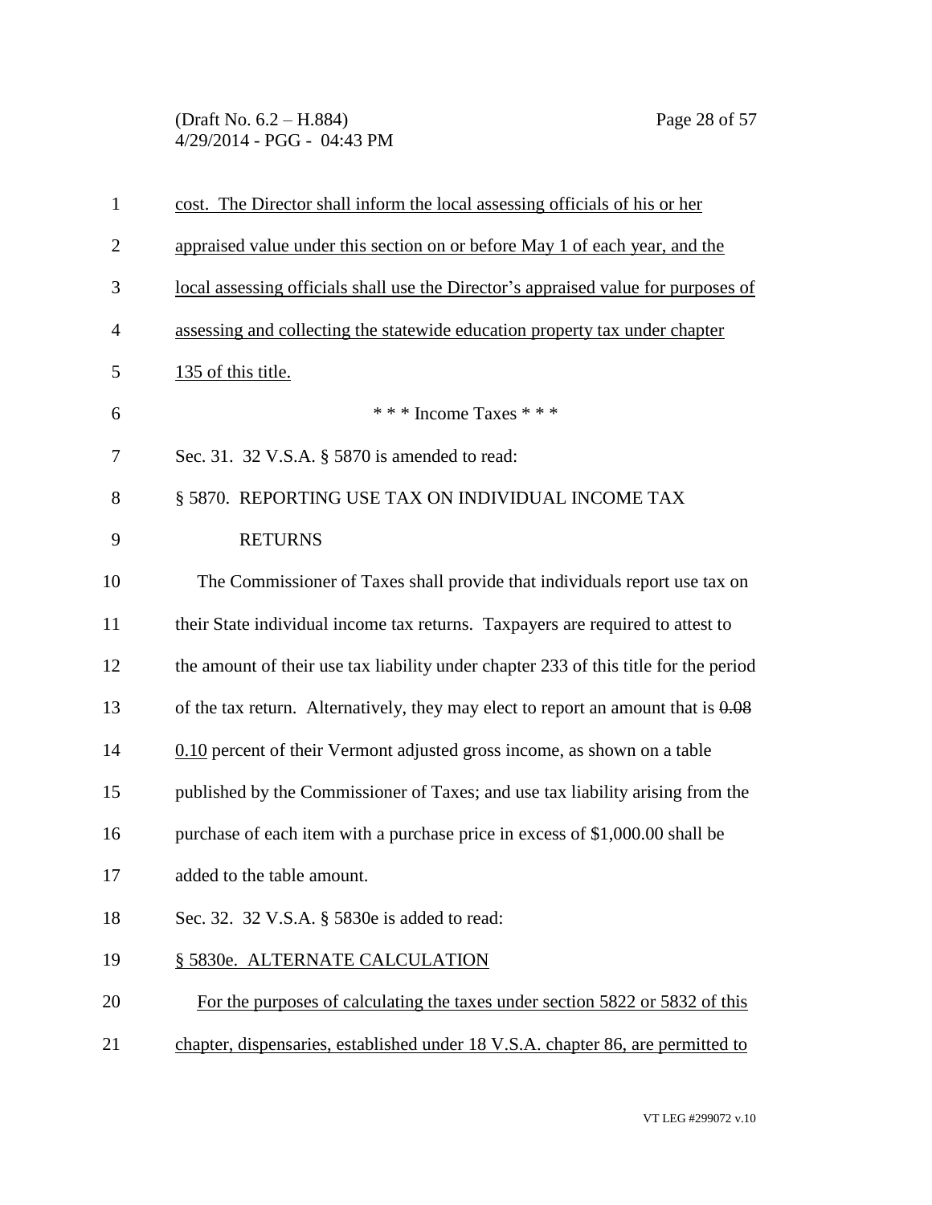cost. The Director shall inform the local assessing officials of his or her appraised value under this section on or before May 1 of each year, and the local assessing officials shall use the Director's appraised value for purposes of assessing and collecting the statewide education property tax under chapter 135 of this title.

\* \* \* Income Taxes \* \* \*

Sec. 31. 32 V.S.A. § 5870 is amended to read:

§ 5870. REPORTING USE TAX ON INDIVIDUAL INCOME TAX RETURNS

The Commissioner of Taxes shall provide that individuals report use tax on their State individual income tax returns. Taxpayers are required to attest to the amount of their use tax liability under chapter 233 of this title for the period of the tax return. Alternatively, they may elect to report an amount that is ~~0.08~~ 0.10 percent of their Vermont adjusted gross income, as shown on a table published by the Commissioner of Taxes; and use tax liability arising from the purchase of each item with a purchase price in excess of $1,000.00 shall be added to the table amount.

Sec. 32. 32 V.S.A. § 5830e is added to read:

§ 5830e. ALTERNATE CALCULATION

For the purposes of calculating the taxes under section 5822 or 5832 of this chapter, dispensaries, established under 18 V.S.A. chapter 86, are permitted to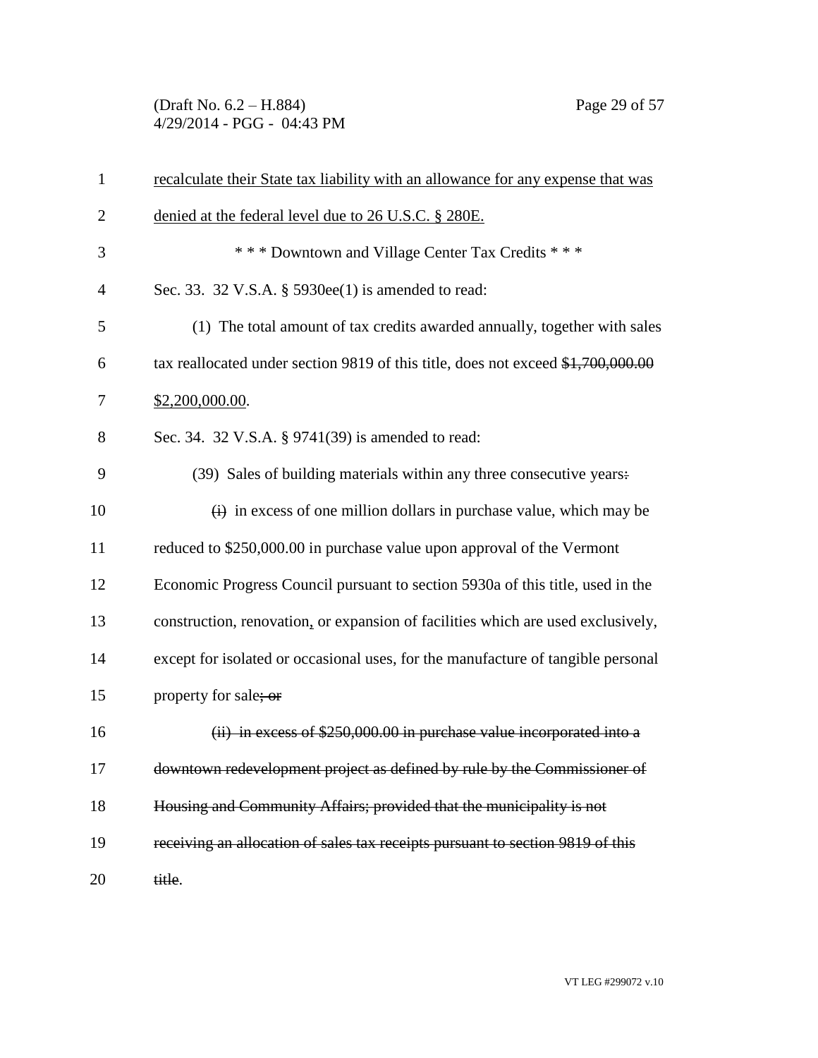recalculate their State tax liability with an allowance for any expense that was denied at the federal level due to 26 U.S.C. § 280E.

\* \* \* Downtown and Village Center Tax Credits \* \* \*

Sec. 33. 32 V.S.A. § 5930ee(1) is amended to read:

(1) The total amount of tax credits awarded annually, together with sales tax reallocated under section 9819 of this title, does not exceed ~~$1,700,000.00~~ $2,200,000.00.

Sec. 34. 32 V.S.A. § 9741(39) is amended to read:

(39) Sales of building materials within any three consecutive years~~:~~

~~(i)~~ in excess of one million dollars in purchase value, which may be reduced to $250,000.00 in purchase value upon approval of the Vermont Economic Progress Council pursuant to section 5930a of this title, used in the construction, renovation, or expansion of facilities which are used exclusively, except for isolated or occasional uses, for the manufacture of tangible personal property for sale~~; or~~

~~(ii) in excess of $250,000.00 in purchase value incorporated into a downtown redevelopment project as defined by rule by the Commissioner of Housing and Community Affairs; provided that the municipality is not receiving an allocation of sales tax receipts pursuant to section 9819 of this title~~.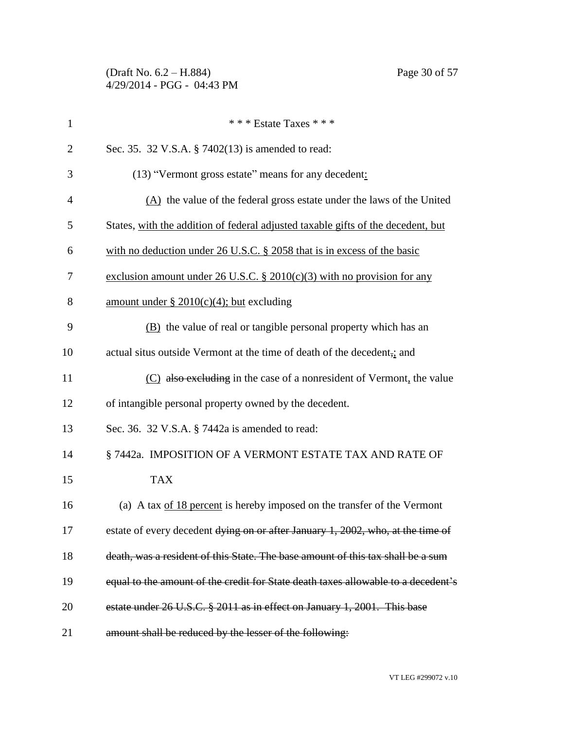\* \* \* Estate Taxes \* \* \*

Sec. 35. 32 V.S.A. § 7402(13) is amended to read:

(13) "Vermont gross estate" means for any decedent<u>:</u>

<u>(A)</u> the value of the federal gross estate under the laws of the United States, <u>with the addition of federal adjusted taxable gifts of the decedent, but with no deduction under 26 U.S.C. § 2058 that is in excess of the basic exclusion amount under 26 U.S.C. § 2010(c)(3) with no provision for any amount under § 2010(c)(4); but</u> excluding

<u>(B)</u> the value of real or tangible personal property which has an actual situs outside Vermont at the time of death of the decedent~~,~~<u>;</u> and

<u>(C)</u> ~~also excluding~~ in the case of a nonresident of Vermont<u>,</u> the value of intangible personal property owned by the decedent.

Sec. 36. 32 V.S.A. § 7442a is amended to read:

§ 7442a. IMPOSITION OF A VERMONT ESTATE TAX AND RATE OF TAX

(a) A tax <u>of 18 percent</u> is hereby imposed on the transfer of the Vermont estate of every decedent ~~dying on or after January 1, 2002, who, at the time of death, was a resident of this State. The base amount of this tax shall be a sum equal to the amount of the credit for State death taxes allowable to a decedent's estate under 26 U.S.C. § 2011 as in effect on January 1, 2001. This base amount shall be reduced by the lesser of the following:~~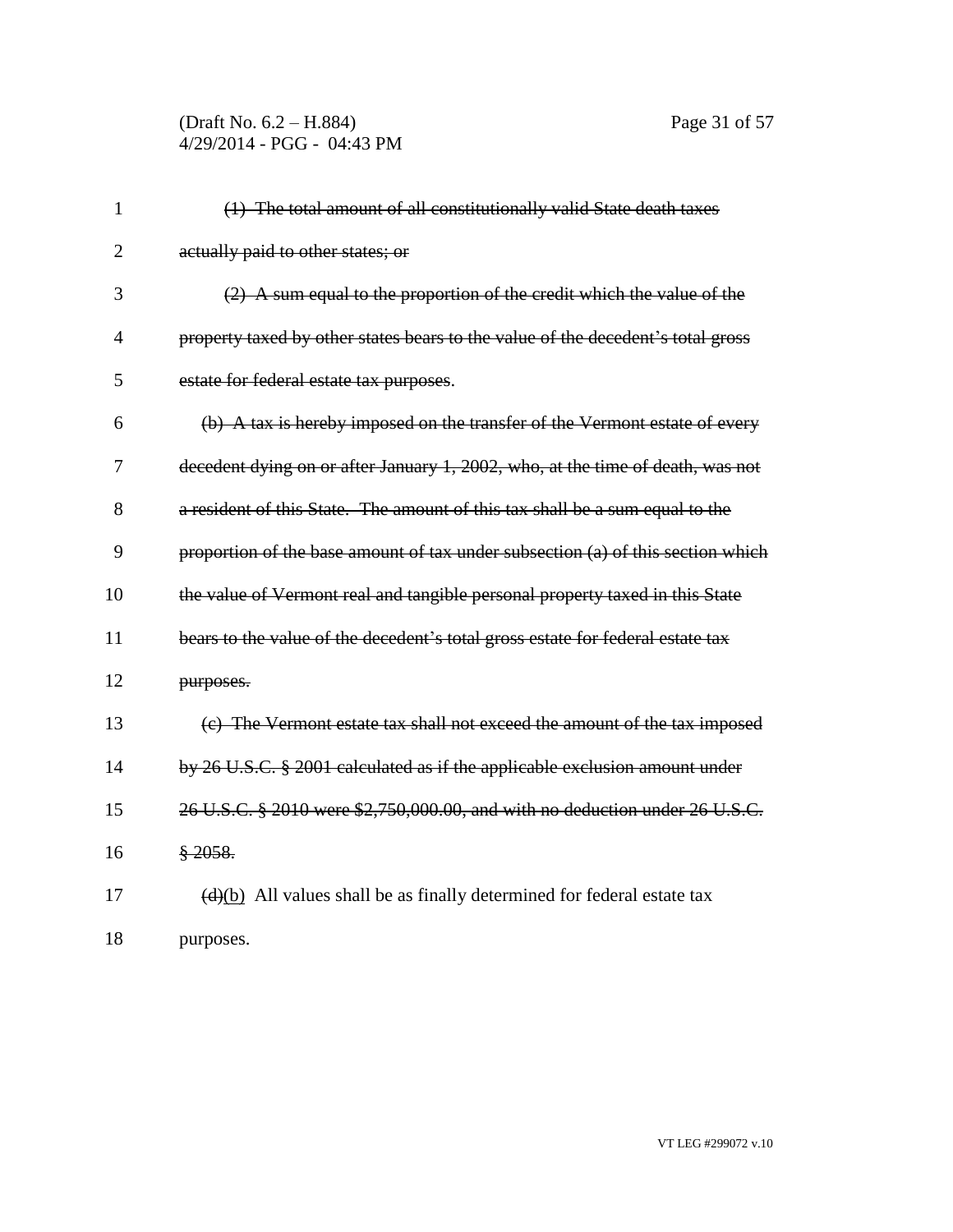~~(1) The total amount of all constitutionally valid State death taxes actually paid to other states; or~~

~~(2) A sum equal to the proportion of the credit which the value of the property taxed by other states bears to the value of the decedent's total gross estate for federal estate tax purposes.~~

~~(b) A tax is hereby imposed on the transfer of the Vermont estate of every decedent dying on or after January 1, 2002, who, at the time of death, was not a resident of this State. The amount of this tax shall be a sum equal to the proportion of the base amount of tax under subsection (a) of this section which the value of Vermont real and tangible personal property taxed in this State bears to the value of the decedent's total gross estate for federal estate tax purposes.~~

~~(c) The Vermont estate tax shall not exceed the amount of the tax imposed by 26 U.S.C. § 2001 calculated as if the applicable exclusion amount under 26 U.S.C. § 2010 were $2,750,000.00, and with no deduction under 26 U.S.C. § 2058.~~

~~(d)~~<u>(b)</u> All values shall be as finally determined for federal estate tax purposes.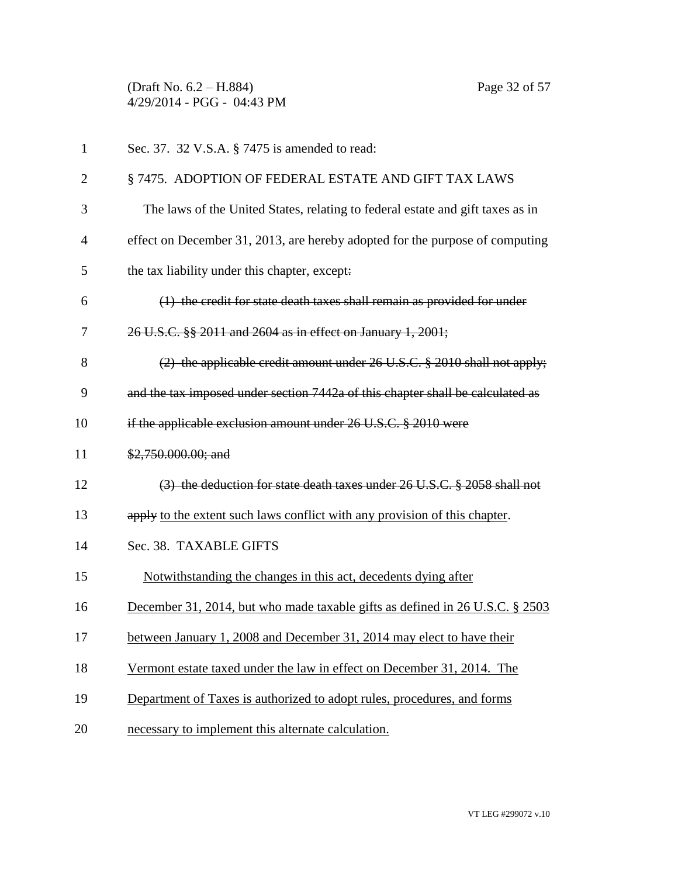Sec. 37. 32 V.S.A. § 7475 is amended to read:

§ 7475. ADOPTION OF FEDERAL ESTATE AND GIFT TAX LAWS

The laws of the United States, relating to federal estate and gift taxes as in effect on December 31, 2013, are hereby adopted for the purpose of computing the tax liability under this chapter, except~~:~~

~~(1) the credit for state death taxes shall remain as provided for under 26 U.S.C. §§ 2011 and 2604 as in effect on January 1, 2001;~~

~~(2) the applicable credit amount under 26 U.S.C. § 2010 shall not apply; and the tax imposed under section 7442a of this chapter shall be calculated as if the applicable exclusion amount under 26 U.S.C. § 2010 were $2,750.000.00; and~~

~~(3) the deduction for state death taxes under 26 U.S.C. § 2058 shall not apply~~ <u>to the extent such laws conflict with any provision of this chapter</u>.

Sec. 38. TAXABLE GIFTS

<u>Notwithstanding the changes in this act, decedents dying after December 31, 2014, but who made taxable gifts as defined in 26 U.S.C. § 2503 between January 1, 2008 and December 31, 2014 may elect to have their Vermont estate taxed under the law in effect on December 31, 2014. The Department of Taxes is authorized to adopt rules, procedures, and forms necessary to implement this alternate calculation.</u>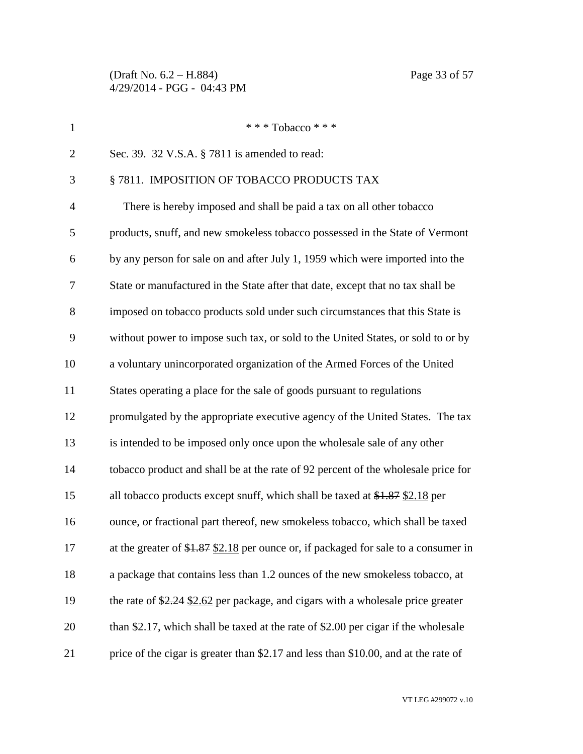\* \* \* Tobacco \* \* \*

Sec. 39. 32 V.S.A. § 7811 is amended to read:

§ 7811. IMPOSITION OF TOBACCO PRODUCTS TAX

There is hereby imposed and shall be paid a tax on all other tobacco products, snuff, and new smokeless tobacco possessed in the State of Vermont by any person for sale on and after July 1, 1959 which were imported into the State or manufactured in the State after that date, except that no tax shall be imposed on tobacco products sold under such circumstances that this State is without power to impose such tax, or sold to the United States, or sold to or by a voluntary unincorporated organization of the Armed Forces of the United States operating a place for the sale of goods pursuant to regulations promulgated by the appropriate executive agency of the United States. The tax is intended to be imposed only once upon the wholesale sale of any other tobacco product and shall be at the rate of 92 percent of the wholesale price for all tobacco products except snuff, which shall be taxed at ~~$1.87~~ <u>$2.18</u> per ounce, or fractional part thereof, new smokeless tobacco, which shall be taxed at the greater of ~~$1.87~~ <u>$2.18</u> per ounce or, if packaged for sale to a consumer in a package that contains less than 1.2 ounces of the new smokeless tobacco, at the rate of ~~$2.24~~ <u>$2.62</u> per package, and cigars with a wholesale price greater than $2.17, which shall be taxed at the rate of $2.00 per cigar if the wholesale price of the cigar is greater than $2.17 and less than $10.00, and at the rate of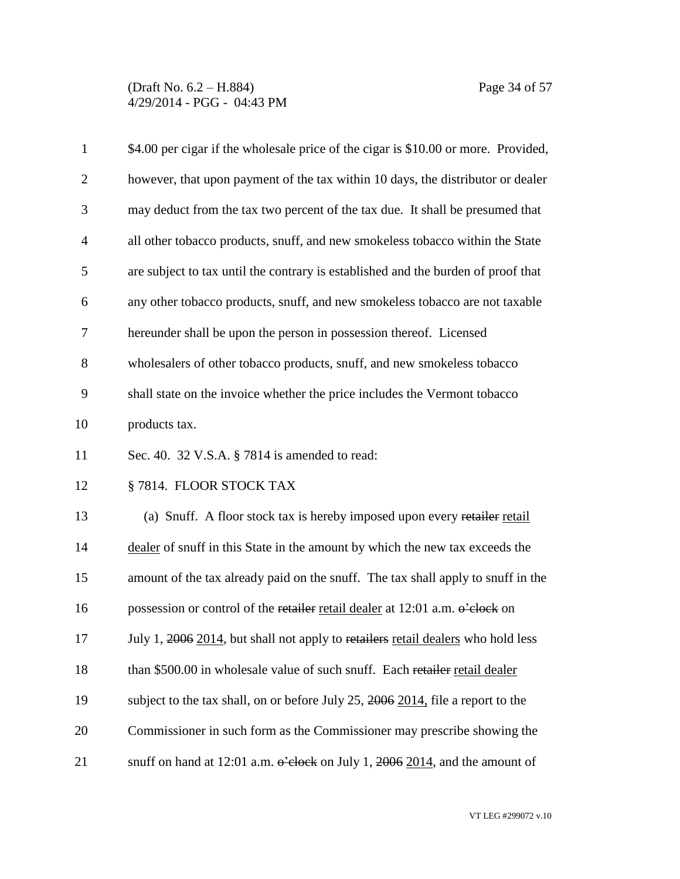$4.00 per cigar if the wholesale price of the cigar is $10.00 or more. Provided, however, that upon payment of the tax within 10 days, the distributor or dealer may deduct from the tax two percent of the tax due. It shall be presumed that all other tobacco products, snuff, and new smokeless tobacco within the State are subject to tax until the contrary is established and the burden of proof that any other tobacco products, snuff, and new smokeless tobacco are not taxable hereunder shall be upon the person in possession thereof. Licensed wholesalers of other tobacco products, snuff, and new smokeless tobacco shall state on the invoice whether the price includes the Vermont tobacco products tax.

Sec. 40. 32 V.S.A. § 7814 is amended to read:

§ 7814. FLOOR STOCK TAX

(a) Snuff. A floor stock tax is hereby imposed upon every ~~retailer~~ retail dealer of snuff in this State in the amount by which the new tax exceeds the amount of the tax already paid on the snuff. The tax shall apply to snuff in the possession or control of the ~~retailer~~ retail dealer at 12:01 a.m. ~~o'clock~~ on July 1, ~~2006~~ 2014, but shall not apply to ~~retailers~~ retail dealers who hold less than $500.00 in wholesale value of such snuff. Each ~~retailer~~ retail dealer subject to the tax shall, on or before July 25, ~~2006~~ 2014, file a report to the Commissioner in such form as the Commissioner may prescribe showing the snuff on hand at 12:01 a.m. ~~o'clock~~ on July 1, ~~2006~~ 2014, and the amount of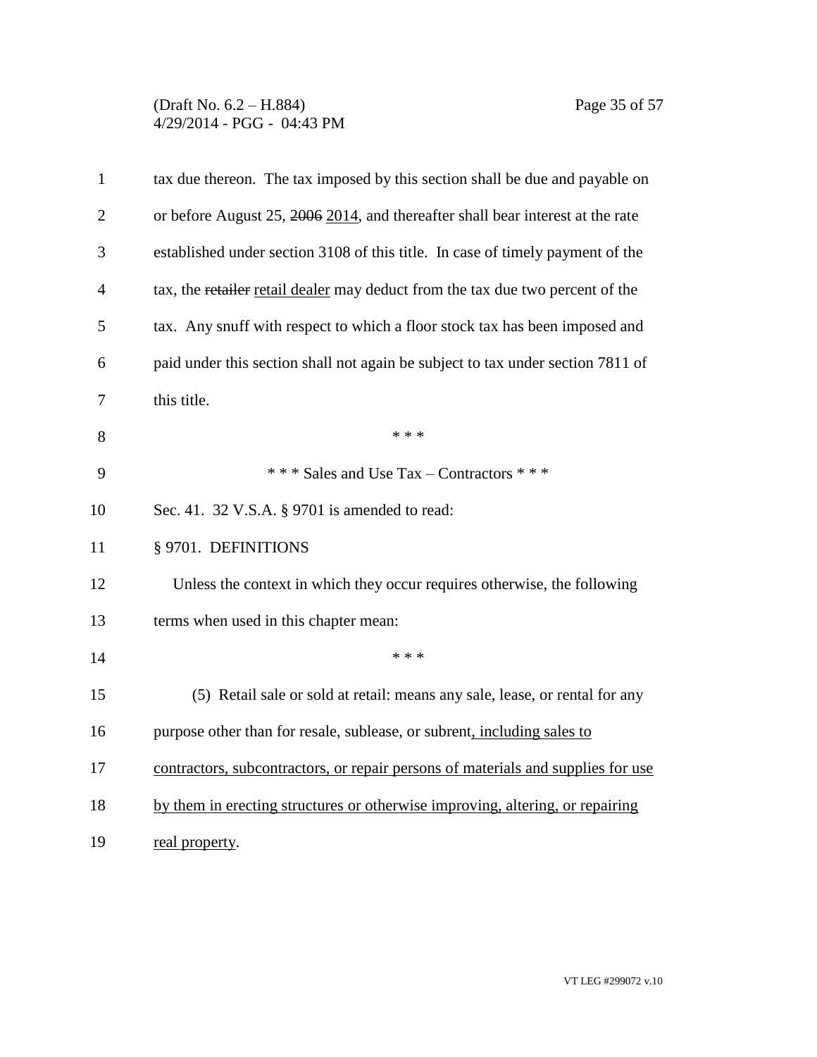tax due thereon. The tax imposed by this section shall be due and payable on or before August 25, ~~2006~~ 2014, and thereafter shall bear interest at the rate established under section 3108 of this title. In case of timely payment of the tax, the ~~retailer~~ retail dealer may deduct from the tax due two percent of the tax. Any snuff with respect to which a floor stock tax has been imposed and paid under this section shall not again be subject to tax under section 7811 of this title.

\* \* \*

\* \* \* Sales and Use Tax – Contractors \* \* \*

Sec. 41. 32 V.S.A. § 9701 is amended to read:

§ 9701. DEFINITIONS

Unless the context in which they occur requires otherwise, the following terms when used in this chapter mean:

\* \* \*

(5) Retail sale or sold at retail: means any sale, lease, or rental for any purpose other than for resale, sublease, or subrent, including sales to contractors, subcontractors, or repair persons of materials and supplies for use by them in erecting structures or otherwise improving, altering, or repairing real property.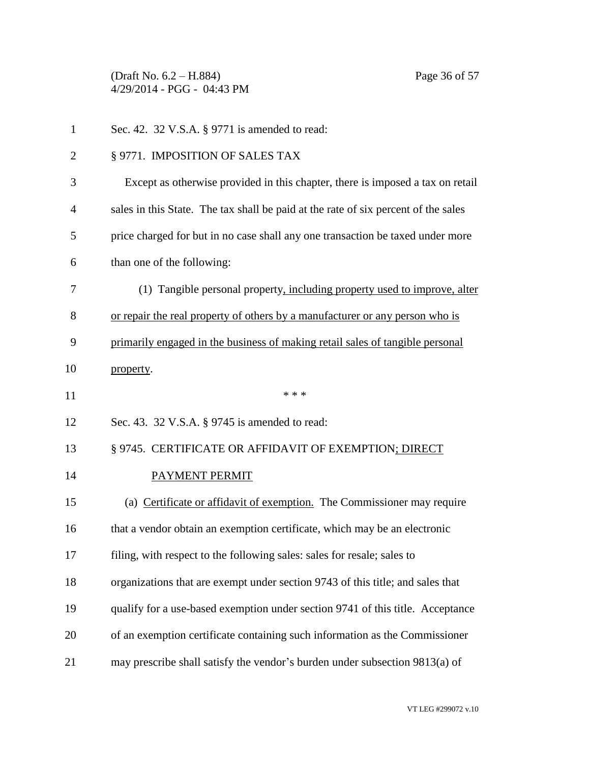Sec. 42. 32 V.S.A. § 9771 is amended to read:

§ 9771. IMPOSITION OF SALES TAX

Except as otherwise provided in this chapter, there is imposed a tax on retail sales in this State. The tax shall be paid at the rate of six percent of the sales price charged for but in no case shall any one transaction be taxed under more than one of the following:

(1) Tangible personal property, including property used to improve, alter or repair the real property of others by a manufacturer or any person who is primarily engaged in the business of making retail sales of tangible personal property.

\* \* \*

Sec. 43. 32 V.S.A. § 9745 is amended to read:

§ 9745. CERTIFICATE OR AFFIDAVIT OF EXEMPTION; DIRECT PAYMENT PERMIT

(a) Certificate or affidavit of exemption. The Commissioner may require that a vendor obtain an exemption certificate, which may be an electronic filing, with respect to the following sales: sales for resale; sales to organizations that are exempt under section 9743 of this title; and sales that qualify for a use-based exemption under section 9741 of this title. Acceptance of an exemption certificate containing such information as the Commissioner may prescribe shall satisfy the vendor's burden under subsection 9813(a) of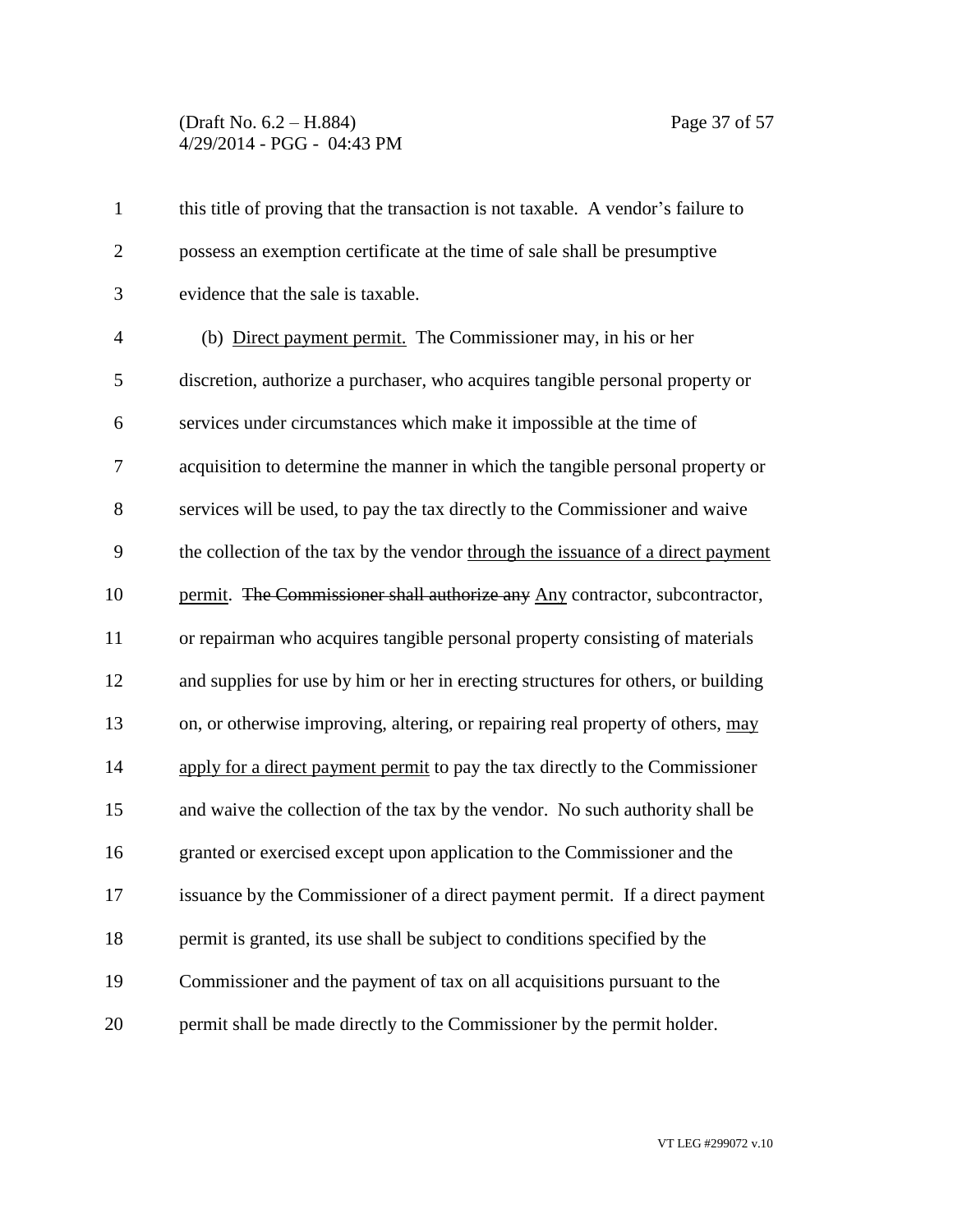this title of proving that the transaction is not taxable. A vendor's failure to possess an exemption certificate at the time of sale shall be presumptive evidence that the sale is taxable.

(b) Direct payment permit. The Commissioner may, in his or her discretion, authorize a purchaser, who acquires tangible personal property or services under circumstances which make it impossible at the time of acquisition to determine the manner in which the tangible personal property or services will be used, to pay the tax directly to the Commissioner and waive the collection of the tax by the vendor through the issuance of a direct payment permit. ~~The Commissioner shall authorize any~~ Any contractor, subcontractor, or repairman who acquires tangible personal property consisting of materials and supplies for use by him or her in erecting structures for others, or building on, or otherwise improving, altering, or repairing real property of others, may apply for a direct payment permit to pay the tax directly to the Commissioner and waive the collection of the tax by the vendor. No such authority shall be granted or exercised except upon application to the Commissioner and the issuance by the Commissioner of a direct payment permit. If a direct payment permit is granted, its use shall be subject to conditions specified by the Commissioner and the payment of tax on all acquisitions pursuant to the permit shall be made directly to the Commissioner by the permit holder.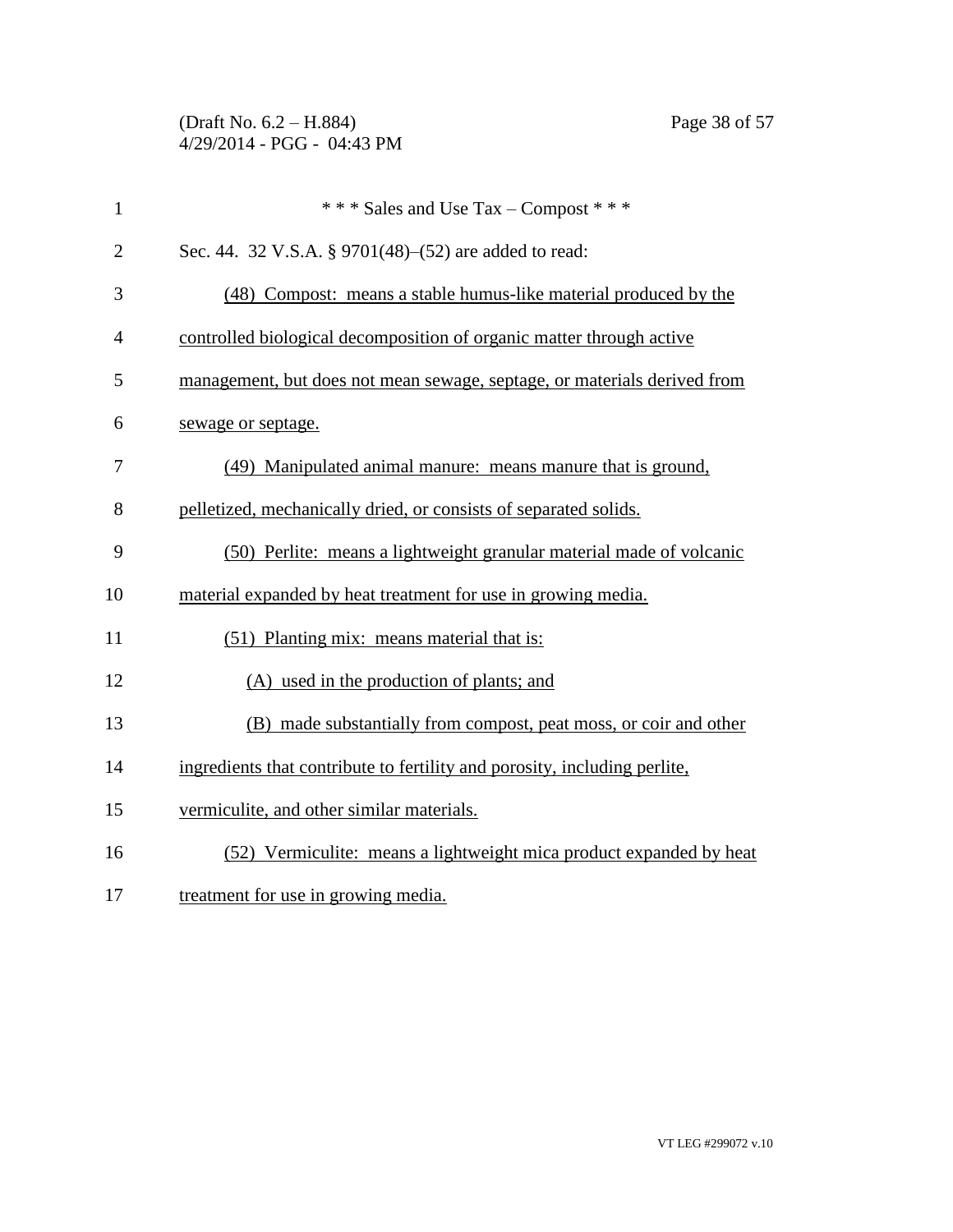\* \* \* Sales and Use Tax – Compost \* \* \*

Sec. 44. 32 V.S.A. § 9701(48)–(52) are added to read:

(48) Compost: means a stable humus-like material produced by the controlled biological decomposition of organic matter through active management, but does not mean sewage, septage, or materials derived from sewage or septage.

(49) Manipulated animal manure: means manure that is ground, pelletized, mechanically dried, or consists of separated solids.

(50) Perlite: means a lightweight granular material made of volcanic material expanded by heat treatment for use in growing media.

(51) Planting mix: means material that is:

(A) used in the production of plants; and

(B) made substantially from compost, peat moss, or coir and other ingredients that contribute to fertility and porosity, including perlite, vermiculite, and other similar materials.

(52) Vermiculite: means a lightweight mica product expanded by heat treatment for use in growing media.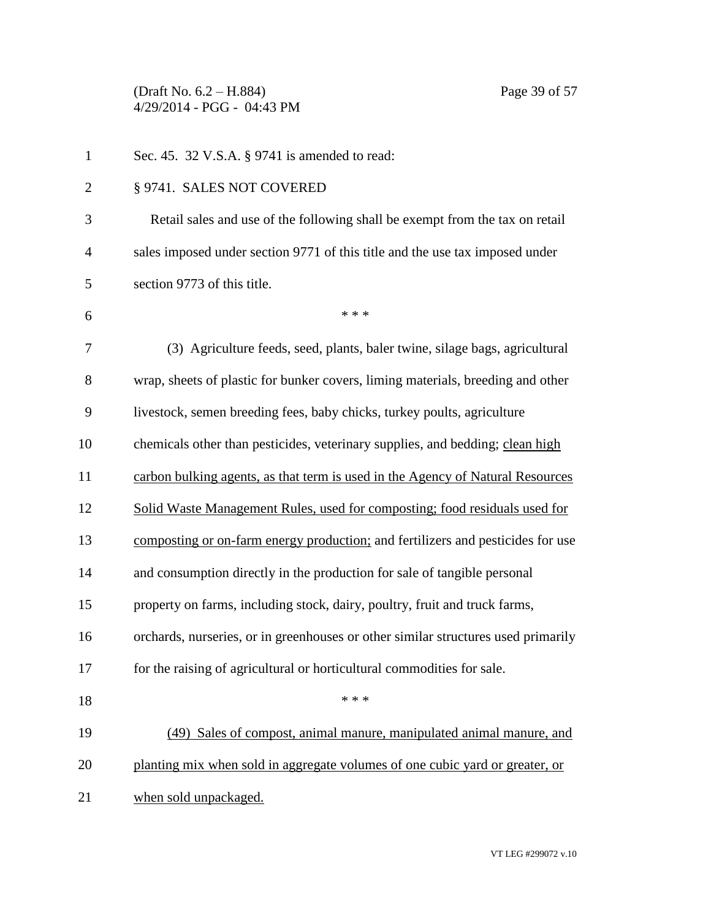Sec. 45. 32 V.S.A. § 9741 is amended to read:

§ 9741. SALES NOT COVERED

Retail sales and use of the following shall be exempt from the tax on retail sales imposed under section 9771 of this title and the use tax imposed under section 9773 of this title.

\* \* \*

(3) Agriculture feeds, seed, plants, baler twine, silage bags, agricultural wrap, sheets of plastic for bunker covers, liming materials, breeding and other livestock, semen breeding fees, baby chicks, turkey poults, agriculture chemicals other than pesticides, veterinary supplies, and bedding; clean high carbon bulking agents, as that term is used in the Agency of Natural Resources Solid Waste Management Rules, used for composting; food residuals used for composting or on-farm energy production; and fertilizers and pesticides for use and consumption directly in the production for sale of tangible personal property on farms, including stock, dairy, poultry, fruit and truck farms, orchards, nurseries, or in greenhouses or other similar structures used primarily for the raising of agricultural or horticultural commodities for sale.

\* \* \*

(49) Sales of compost, animal manure, manipulated animal manure, and planting mix when sold in aggregate volumes of one cubic yard or greater, or when sold unpackaged.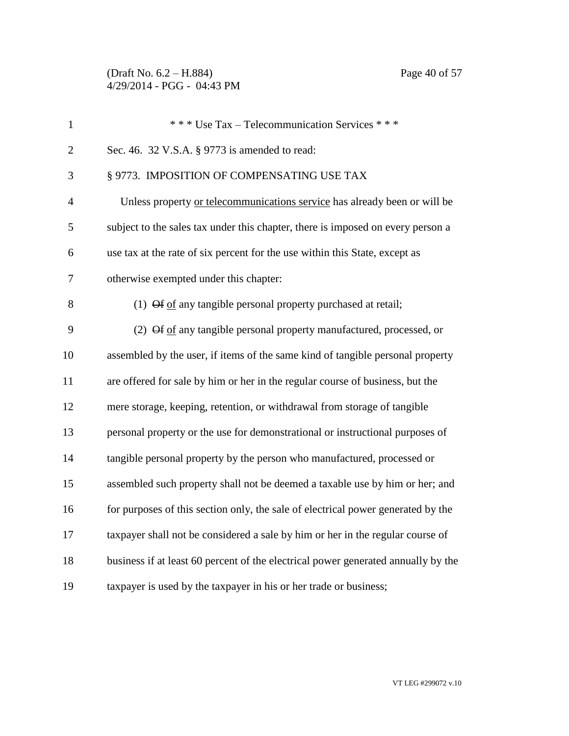\* \* \* Use Tax – Telecommunication Services \* \* \*

Sec. 46. 32 V.S.A. § 9773 is amended to read:

§ 9773. IMPOSITION OF COMPENSATING USE TAX

Unless property <u>or telecommunications service</u> has already been or will be subject to the sales tax under this chapter, there is imposed on every person a use tax at the rate of six percent for the use within this State, except as otherwise exempted under this chapter:

(1) ~~Of~~ <u>of</u> any tangible personal property purchased at retail;

(2) ~~Of~~ <u>of</u> any tangible personal property manufactured, processed, or assembled by the user, if items of the same kind of tangible personal property are offered for sale by him or her in the regular course of business, but the mere storage, keeping, retention, or withdrawal from storage of tangible personal property or the use for demonstrational or instructional purposes of tangible personal property by the person who manufactured, processed or assembled such property shall not be deemed a taxable use by him or her; and for purposes of this section only, the sale of electrical power generated by the taxpayer shall not be considered a sale by him or her in the regular course of business if at least 60 percent of the electrical power generated annually by the taxpayer is used by the taxpayer in his or her trade or business;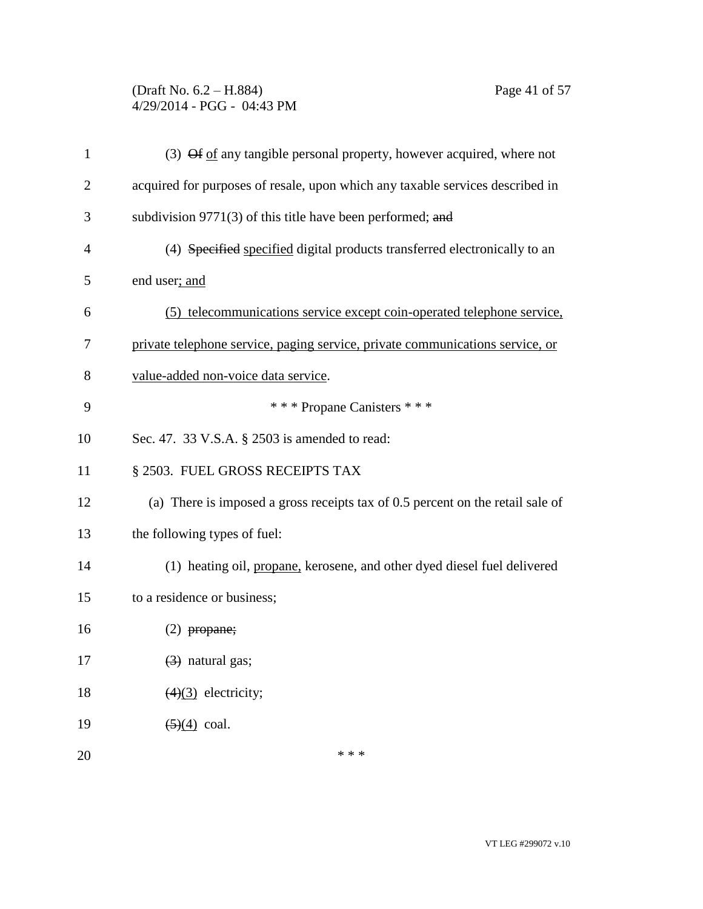(3) ~~Of~~ <u>of</u> any tangible personal property, however acquired, where not acquired for purposes of resale, upon which any taxable services described in subdivision 9771(3) of this title have been performed; ~~and~~

(4) ~~Specified~~ <u>specified</u> digital products transferred electronically to an end user<u>; and</u>

<u>(5) telecommunications service except coin-operated telephone service, private telephone service, paging service, private communications service, or value-added non-voice data service</u>.

\* \* \* Propane Canisters \* \* \*

Sec. 47. 33 V.S.A. § 2503 is amended to read:

§ 2503. FUEL GROSS RECEIPTS TAX

(a) There is imposed a gross receipts tax of 0.5 percent on the retail sale of the following types of fuel:

(1) heating oil, <u>propane,</u> kerosene, and other dyed diesel fuel delivered to a residence or business;

(2) ~~propane;~~

~~(3)~~ natural gas;

~~(4)~~<u>(3)</u> electricity;

~~(5)~~<u>(4)</u> coal.

\* \* \*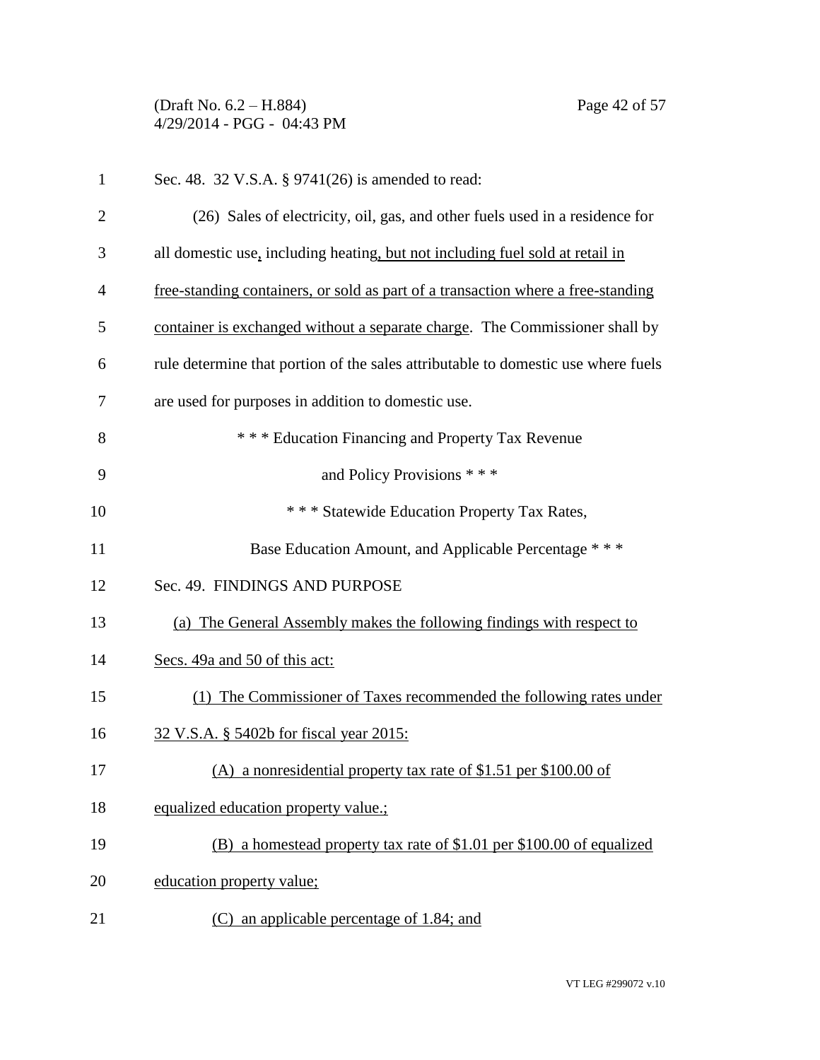Sec. 48. 32 V.S.A. § 9741(26) is amended to read:

(26) Sales of electricity, oil, gas, and other fuels used in a residence for all domestic use, including heating, but not including fuel sold at retail in free-standing containers, or sold as part of a transaction where a free-standing container is exchanged without a separate charge. The Commissioner shall by rule determine that portion of the sales attributable to domestic use where fuels are used for purposes in addition to domestic use.

\* \* \* Education Financing and Property Tax Revenue and Policy Provisions \* \* \*

\* \* \* Statewide Education Property Tax Rates, Base Education Amount, and Applicable Percentage \* \* \*

Sec. 49. FINDINGS AND PURPOSE

(a) The General Assembly makes the following findings with respect to Secs. 49a and 50 of this act:

(1) The Commissioner of Taxes recommended the following rates under 32 V.S.A. § 5402b for fiscal year 2015:

(A) a nonresidential property tax rate of $1.51 per $100.00 of equalized education property value.;

(B) a homestead property tax rate of $1.01 per $100.00 of equalized education property value;

(C) an applicable percentage of 1.84; and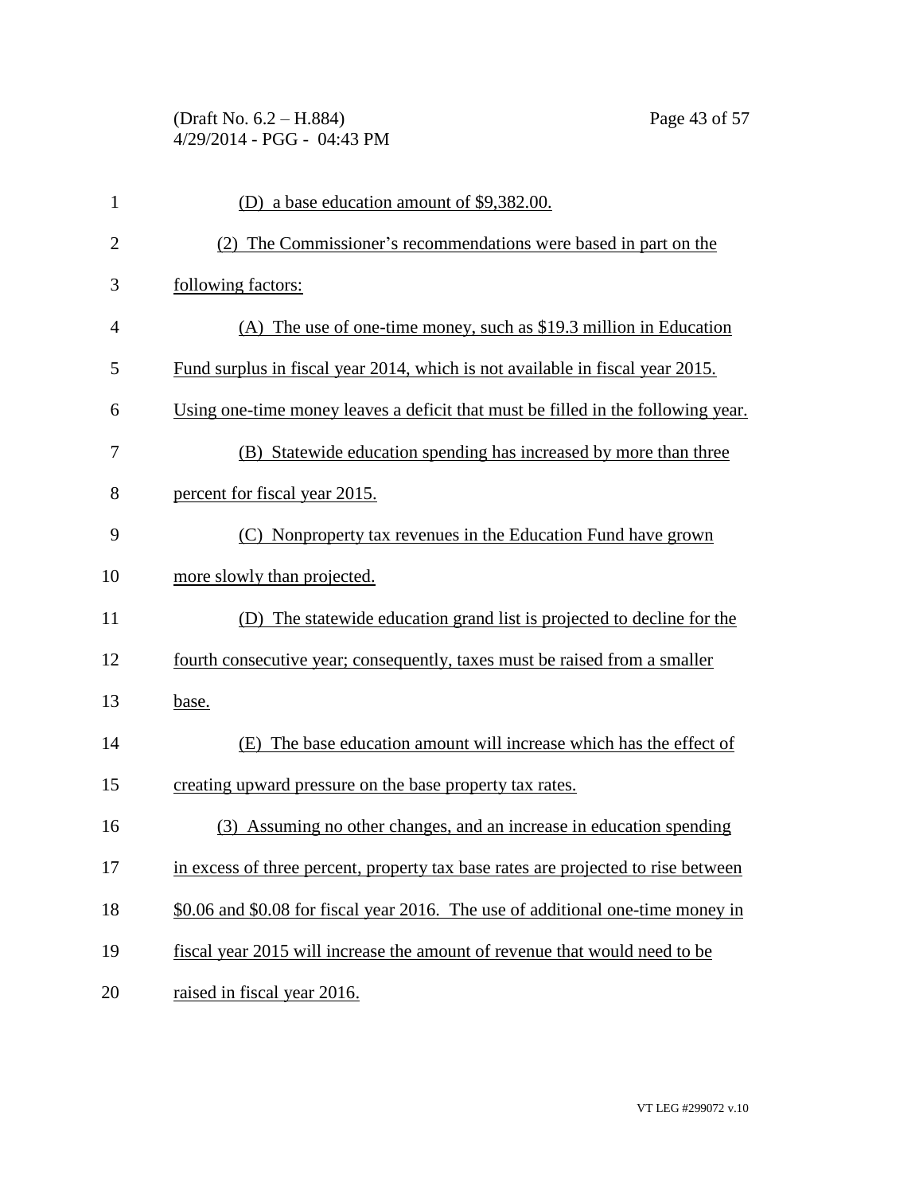(D) a base education amount of $9,382.00.

(2) The Commissioner's recommendations were based in part on the following factors:

(A) The use of one-time money, such as $19.3 million in Education Fund surplus in fiscal year 2014, which is not available in fiscal year 2015. Using one-time money leaves a deficit that must be filled in the following year.

(B) Statewide education spending has increased by more than three percent for fiscal year 2015.

(C) Nonproperty tax revenues in the Education Fund have grown more slowly than projected.

(D) The statewide education grand list is projected to decline for the fourth consecutive year; consequently, taxes must be raised from a smaller base.

(E) The base education amount will increase which has the effect of creating upward pressure on the base property tax rates.

(3) Assuming no other changes, and an increase in education spending in excess of three percent, property tax base rates are projected to rise between $0.06 and $0.08 for fiscal year 2016. The use of additional one-time money in fiscal year 2015 will increase the amount of revenue that would need to be raised in fiscal year 2016.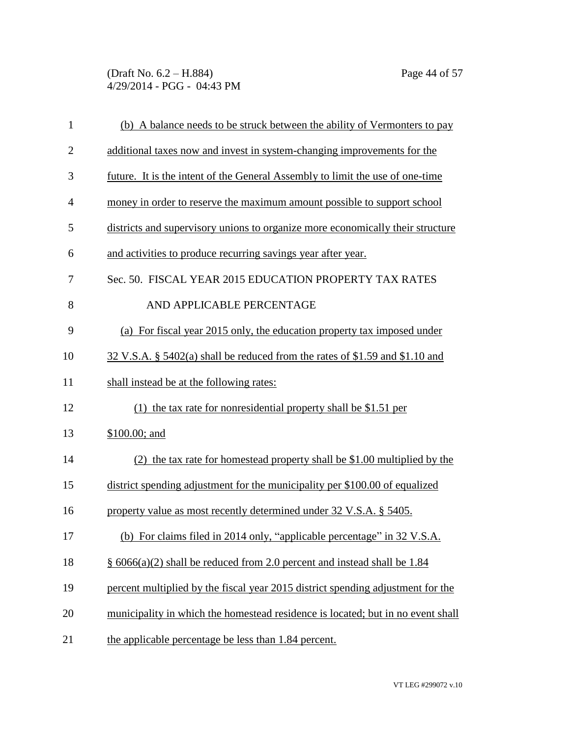(b) A balance needs to be struck between the ability of Vermonters to pay additional taxes now and invest in system-changing improvements for the future. It is the intent of the General Assembly to limit the use of one-time money in order to reserve the maximum amount possible to support school districts and supervisory unions to organize more economically their structure and activities to produce recurring savings year after year.

Sec. 50. FISCAL YEAR 2015 EDUCATION PROPERTY TAX RATES AND APPLICABLE PERCENTAGE

(a) For fiscal year 2015 only, the education property tax imposed under 32 V.S.A. § 5402(a) shall be reduced from the rates of $1.59 and $1.10 and shall instead be at the following rates:

(1) the tax rate for nonresidential property shall be $1.51 per $100.00; and

(2) the tax rate for homestead property shall be $1.00 multiplied by the district spending adjustment for the municipality per $100.00 of equalized property value as most recently determined under 32 V.S.A. § 5405.

(b) For claims filed in 2014 only, "applicable percentage" in 32 V.S.A. § 6066(a)(2) shall be reduced from 2.0 percent and instead shall be 1.84 percent multiplied by the fiscal year 2015 district spending adjustment for the municipality in which the homestead residence is located; but in no event shall the applicable percentage be less than 1.84 percent.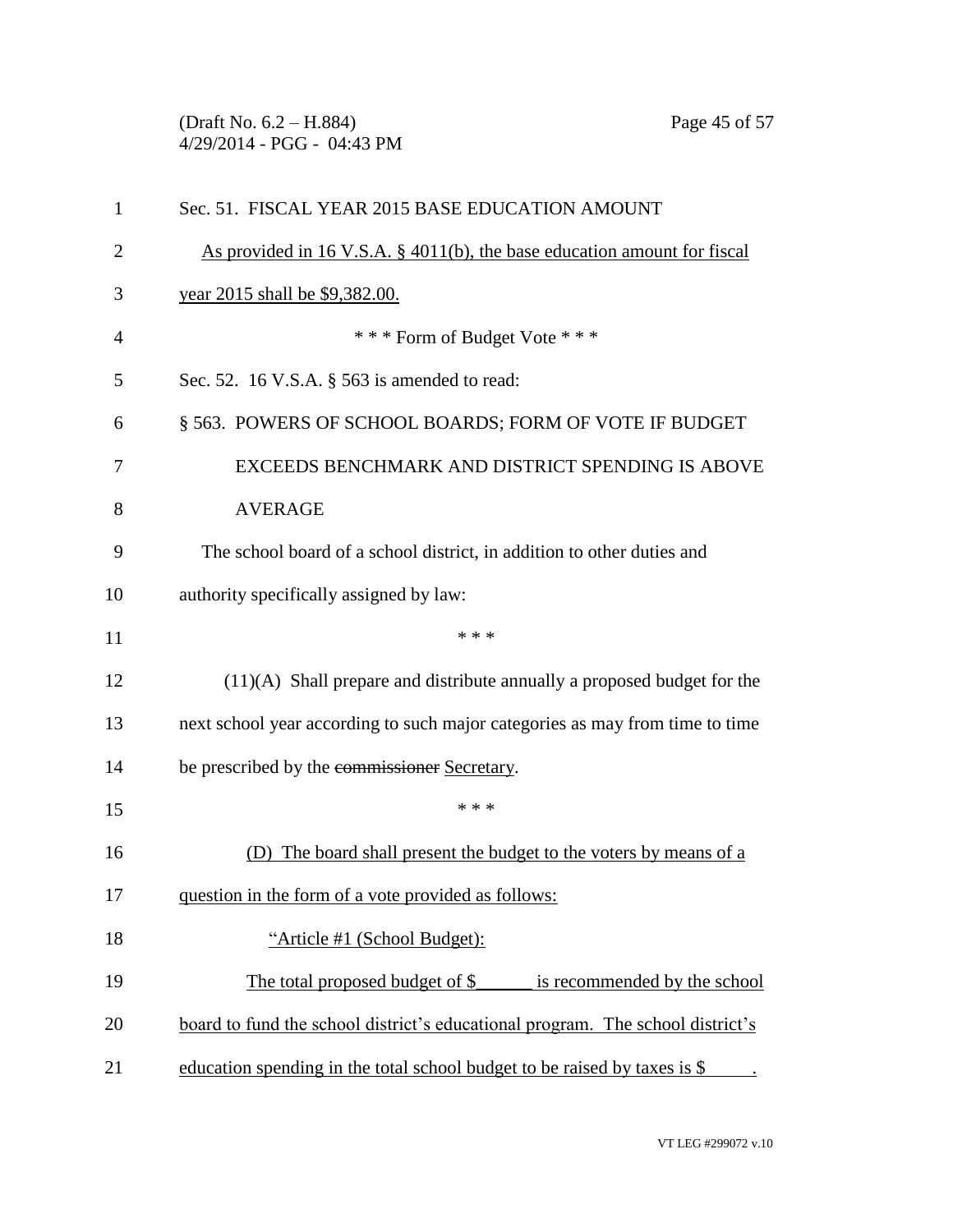Sec. 51. FISCAL YEAR 2015 BASE EDUCATION AMOUNT

As provided in 16 V.S.A. § 4011(b), the base education amount for fiscal year 2015 shall be $9,382.00.

\* \* \* Form of Budget Vote \* \* \*

Sec. 52. 16 V.S.A. § 563 is amended to read:

§ 563. POWERS OF SCHOOL BOARDS; FORM OF VOTE IF BUDGET EXCEEDS BENCHMARK AND DISTRICT SPENDING IS ABOVE AVERAGE

The school board of a school district, in addition to other duties and authority specifically assigned by law:

\* \* \*

(11)(A) Shall prepare and distribute annually a proposed budget for the next school year according to such major categories as may from time to time be prescribed by the ~~commissioner~~ Secretary.

\* \* \*

(D) The board shall present the budget to the voters by means of a question in the form of a vote provided as follows:

"Article #1 (School Budget):

The total proposed budget of $______ is recommended by the school board to fund the school district's educational program. The school district's education spending in the total school budget to be raised by taxes is $ .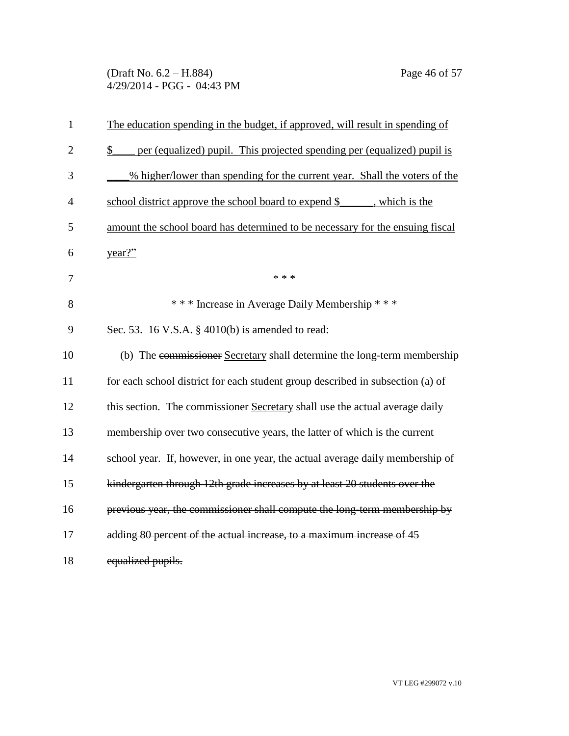The education spending in the budget, if approved, will result in spending of $____ per (equalized) pupil. This projected spending per (equalized) pupil is ____% higher/lower than spending for the current year. Shall the voters of the school district approve the school board to expend $______, which is the amount the school board has determined to be necessary for the ensuing fiscal year?"

\* \* \*

\* \* \* Increase in Average Daily Membership \* \* \*

Sec. 53. 16 V.S.A. § 4010(b) is amended to read:

(b) The ~~commissioner~~ Secretary shall determine the long-term membership for each school district for each student group described in subsection (a) of this section. The ~~commissioner~~ Secretary shall use the actual average daily membership over two consecutive years, the latter of which is the current school year. ~~If, however, in one year, the actual average daily membership of kindergarten through 12th grade increases by at least 20 students over the previous year, the commissioner shall compute the long-term membership by adding 80 percent of the actual increase, to a maximum increase of 45 equalized pupils.~~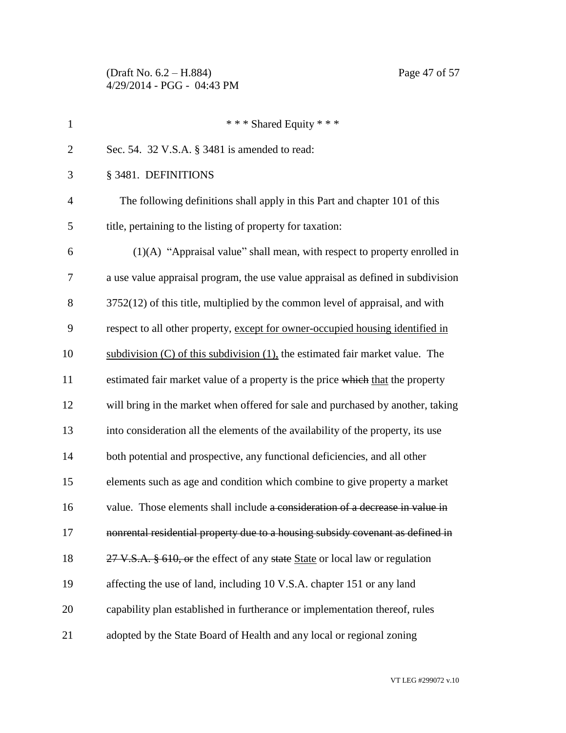\* \* \* Shared Equity \* \* \*

Sec. 54. 32 V.S.A. § 3481 is amended to read:

§ 3481. DEFINITIONS

The following definitions shall apply in this Part and chapter 101 of this title, pertaining to the listing of property for taxation:

(1)(A) "Appraisal value" shall mean, with respect to property enrolled in a use value appraisal program, the use value appraisal as defined in subdivision 3752(12) of this title, multiplied by the common level of appraisal, and with respect to all other property, <u>except for owner-occupied housing identified in subdivision (C) of this subdivision (1),</u> the estimated fair market value. The estimated fair market value of a property is the price ~~which~~ <u>that</u> the property will bring in the market when offered for sale and purchased by another, taking into consideration all the elements of the availability of the property, its use both potential and prospective, any functional deficiencies, and all other elements such as age and condition which combine to give property a market value. Those elements shall include ~~a consideration of a decrease in value in nonrental residential property due to a housing subsidy covenant as defined in 27 V.S.A. § 610, or~~ the effect of any ~~state~~ <u>State</u> or local law or regulation affecting the use of land, including 10 V.S.A. chapter 151 or any land capability plan established in furtherance or implementation thereof, rules adopted by the State Board of Health and any local or regional zoning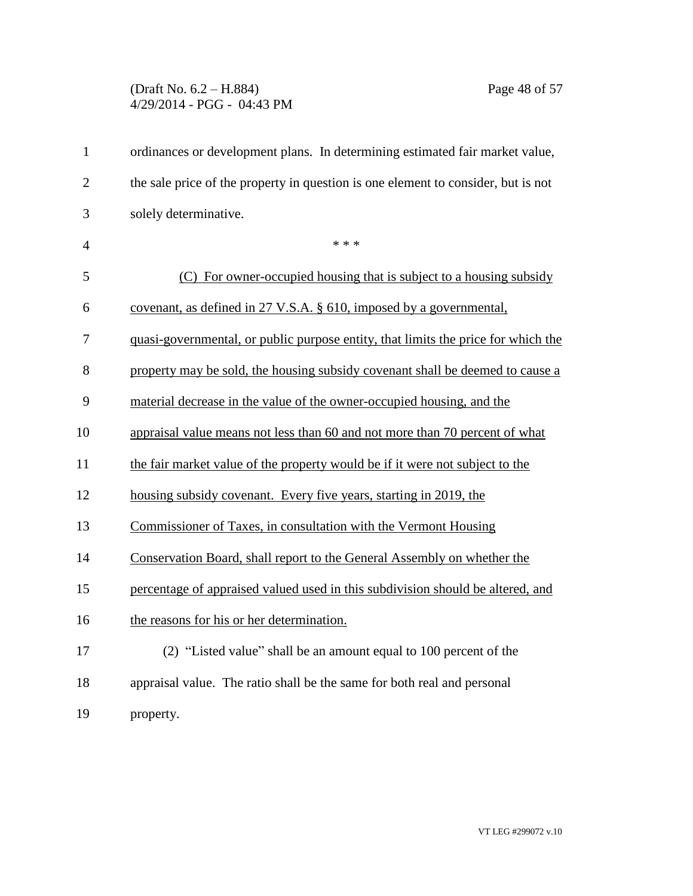ordinances or development plans. In determining estimated fair market value, the sale price of the property in question is one element to consider, but is not solely determinative.

\* \* \*

(C) For owner-occupied housing that is subject to a housing subsidy covenant, as defined in 27 V.S.A. § 610, imposed by a governmental, quasi-governmental, or public purpose entity, that limits the price for which the property may be sold, the housing subsidy covenant shall be deemed to cause a material decrease in the value of the owner-occupied housing, and the appraisal value means not less than 60 and not more than 70 percent of what the fair market value of the property would be if it were not subject to the housing subsidy covenant. Every five years, starting in 2019, the Commissioner of Taxes, in consultation with the Vermont Housing Conservation Board, shall report to the General Assembly on whether the percentage of appraised valued used in this subdivision should be altered, and the reasons for his or her determination.

(2) "Listed value" shall be an amount equal to 100 percent of the appraisal value. The ratio shall be the same for both real and personal property.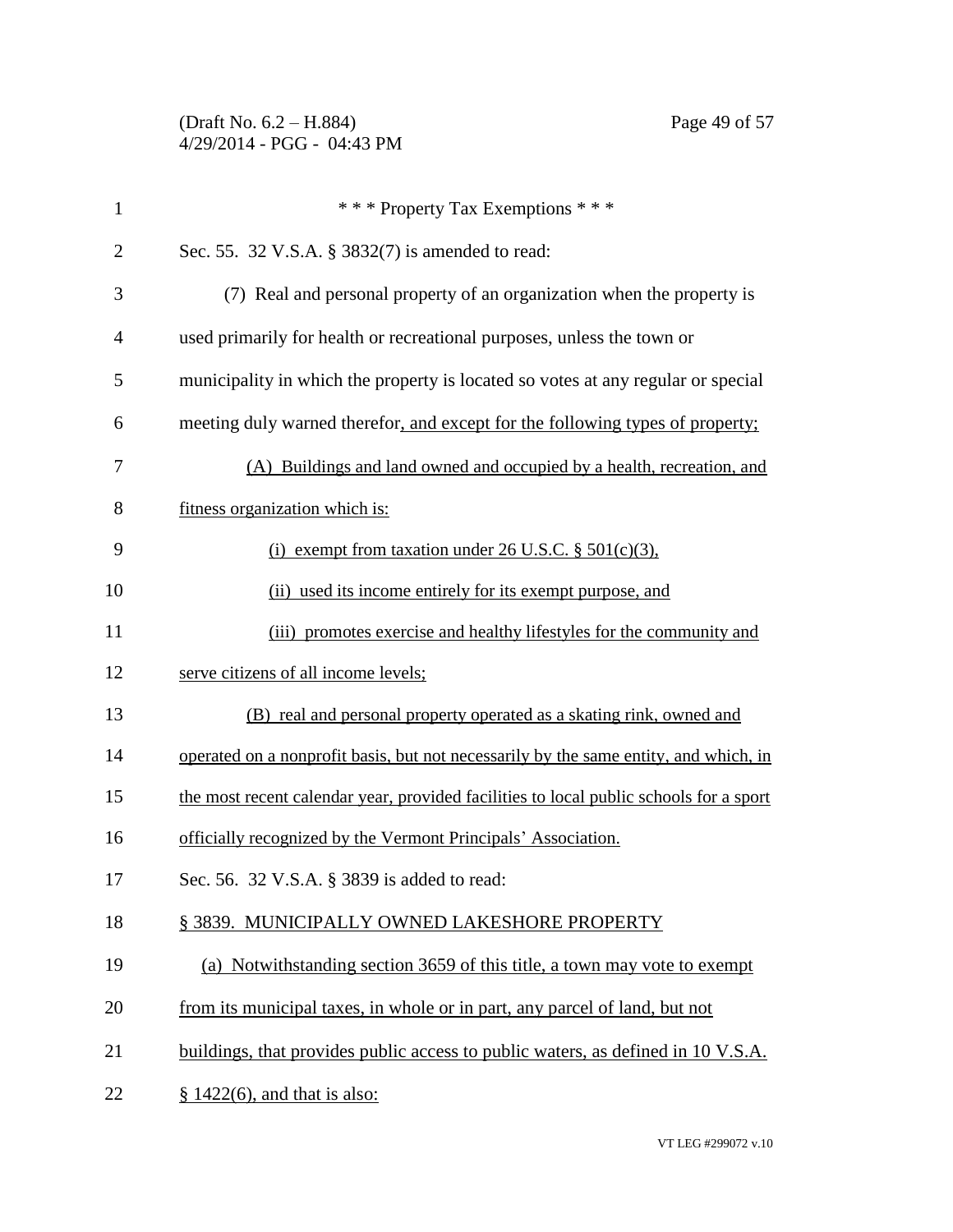\* \* \* Property Tax Exemptions \* \* \*

Sec. 55. 32 V.S.A. § 3832(7) is amended to read:

(7) Real and personal property of an organization when the property is used primarily for health or recreational purposes, unless the town or municipality in which the property is located so votes at any regular or special meeting duly warned therefor, and except for the following types of property;

(A) Buildings and land owned and occupied by a health, recreation, and fitness organization which is:

(i) exempt from taxation under 26 U.S.C. § 501(c)(3),

(ii) used its income entirely for its exempt purpose, and

(iii) promotes exercise and healthy lifestyles for the community and serve citizens of all income levels;

(B) real and personal property operated as a skating rink, owned and operated on a nonprofit basis, but not necessarily by the same entity, and which, in the most recent calendar year, provided facilities to local public schools for a sport officially recognized by the Vermont Principals' Association.

Sec. 56. 32 V.S.A. § 3839 is added to read:

§ 3839. MUNICIPALLY OWNED LAKESHORE PROPERTY

(a) Notwithstanding section 3659 of this title, a town may vote to exempt from its municipal taxes, in whole or in part, any parcel of land, but not buildings, that provides public access to public waters, as defined in 10 V.S.A. § 1422(6), and that is also: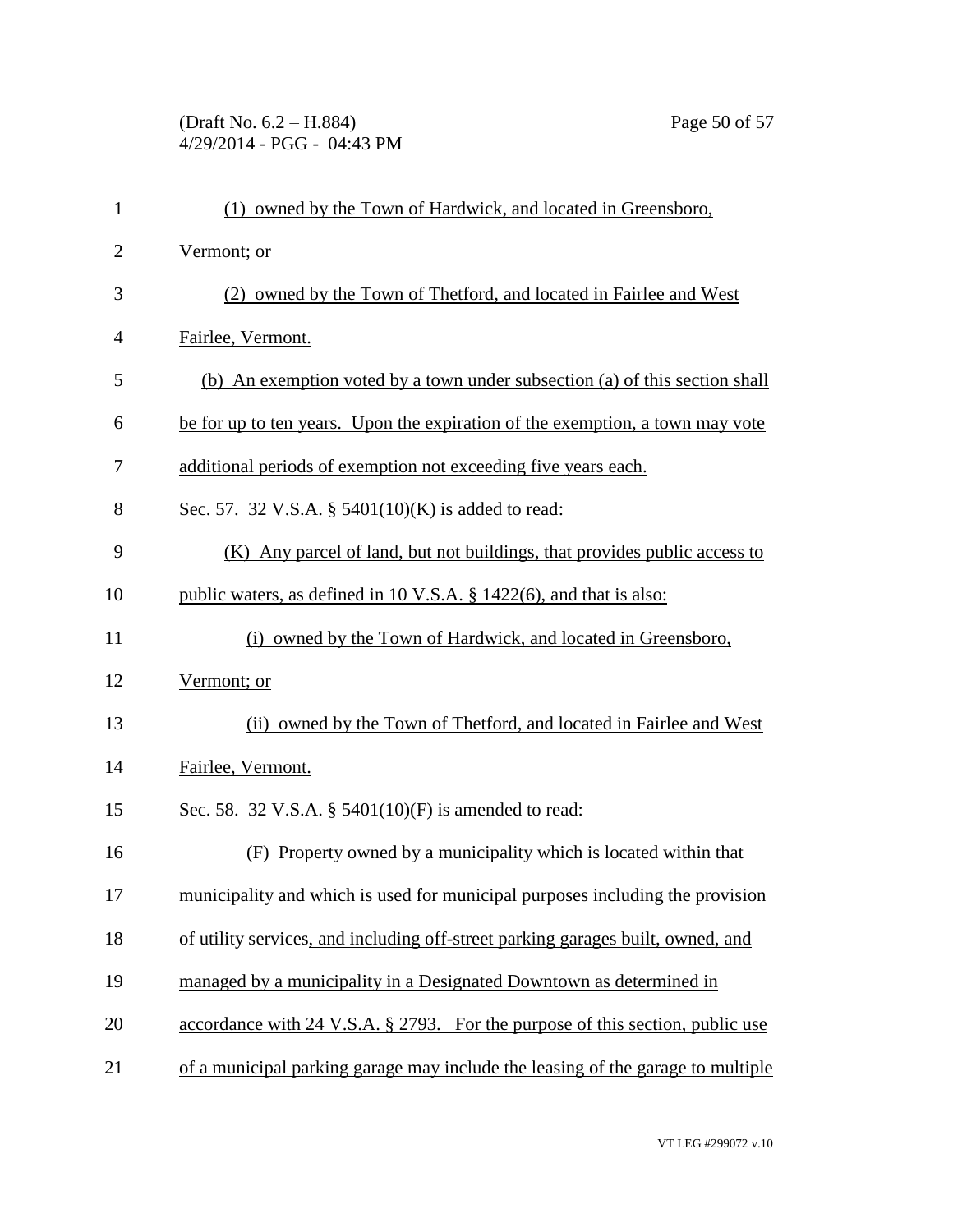(1) owned by the Town of Hardwick, and located in Greensboro, Vermont; or

(2) owned by the Town of Thetford, and located in Fairlee and West Fairlee, Vermont.

(b) An exemption voted by a town under subsection (a) of this section shall be for up to ten years. Upon the expiration of the exemption, a town may vote additional periods of exemption not exceeding five years each.

Sec. 57. 32 V.S.A. § 5401(10)(K) is added to read:

(K) Any parcel of land, but not buildings, that provides public access to public waters, as defined in 10 V.S.A. § 1422(6), and that is also:

(i) owned by the Town of Hardwick, and located in Greensboro, Vermont; or

(ii) owned by the Town of Thetford, and located in Fairlee and West Fairlee, Vermont.

Sec. 58. 32 V.S.A. § 5401(10)(F) is amended to read:

(F) Property owned by a municipality which is located within that municipality and which is used for municipal purposes including the provision of utility services, and including off-street parking garages built, owned, and managed by a municipality in a Designated Downtown as determined in accordance with 24 V.S.A. § 2793. For the purpose of this section, public use of a municipal parking garage may include the leasing of the garage to multiple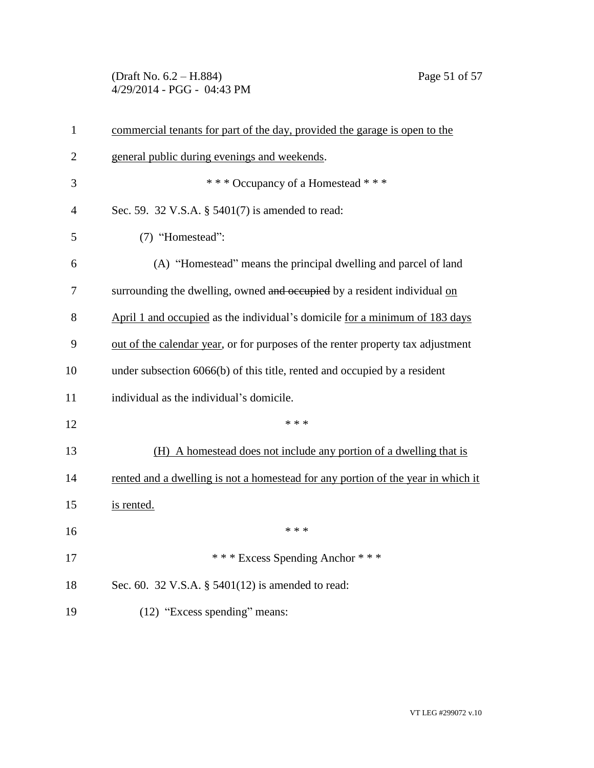commercial tenants for part of the day, provided the garage is open to the general public during evenings and weekends.

\* \* \* Occupancy of a Homestead \* \* \*

Sec. 59. 32 V.S.A. § 5401(7) is amended to read:

(7) "Homestead":

(A) "Homestead" means the principal dwelling and parcel of land surrounding the dwelling, owned ~~and occupied~~ by a resident individual on April 1 and occupied as the individual's domicile for a minimum of 183 days out of the calendar year, or for purposes of the renter property tax adjustment under subsection 6066(b) of this title, rented and occupied by a resident individual as the individual's domicile.

\* \* \*

(H) A homestead does not include any portion of a dwelling that is rented and a dwelling is not a homestead for any portion of the year in which it is rented.

\* \* \*

\* \* \* Excess Spending Anchor \* \* \*

Sec. 60. 32 V.S.A. § 5401(12) is amended to read:

(12) "Excess spending" means: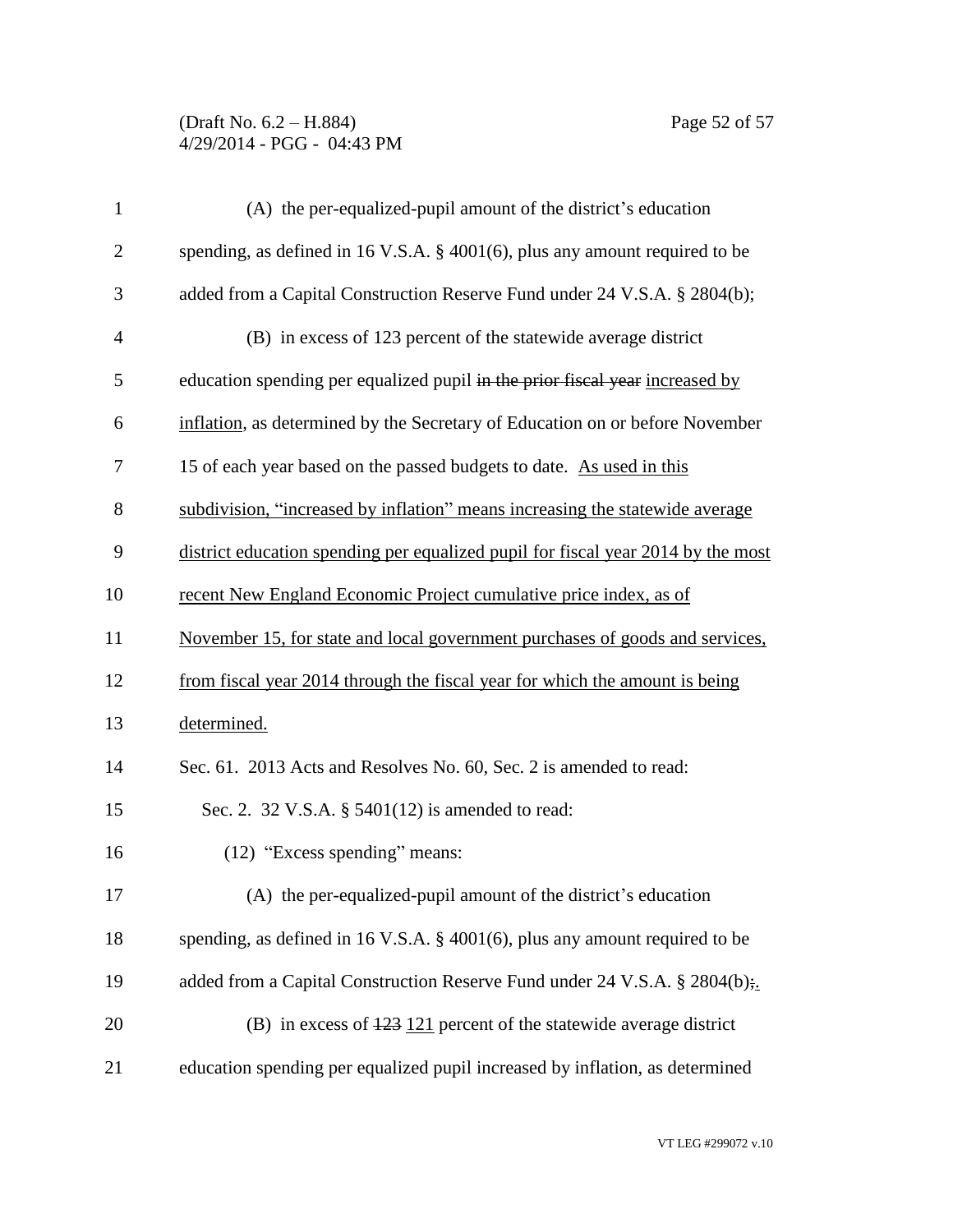(A) the per-equalized-pupil amount of the district's education spending, as defined in 16 V.S.A. § 4001(6), plus any amount required to be added from a Capital Construction Reserve Fund under 24 V.S.A. § 2804(b);

(B) in excess of 123 percent of the statewide average district education spending per equalized pupil ~~in the prior fiscal year~~ increased by inflation, as determined by the Secretary of Education on or before November 15 of each year based on the passed budgets to date. As used in this subdivision, "increased by inflation" means increasing the statewide average district education spending per equalized pupil for fiscal year 2014 by the most recent New England Economic Project cumulative price index, as of November 15, for state and local government purchases of goods and services, from fiscal year 2014 through the fiscal year for which the amount is being determined.

Sec. 61. 2013 Acts and Resolves No. 60, Sec. 2 is amended to read:

Sec. 2. 32 V.S.A. § 5401(12) is amended to read:

(12) "Excess spending" means:

(A) the per-equalized-pupil amount of the district's education spending, as defined in 16 V.S.A. § 4001(6), plus any amount required to be added from a Capital Construction Reserve Fund under 24 V.S.A. § 2804(b)~~;~~.

(B) in excess of ~~123~~ 121 percent of the statewide average district education spending per equalized pupil increased by inflation, as determined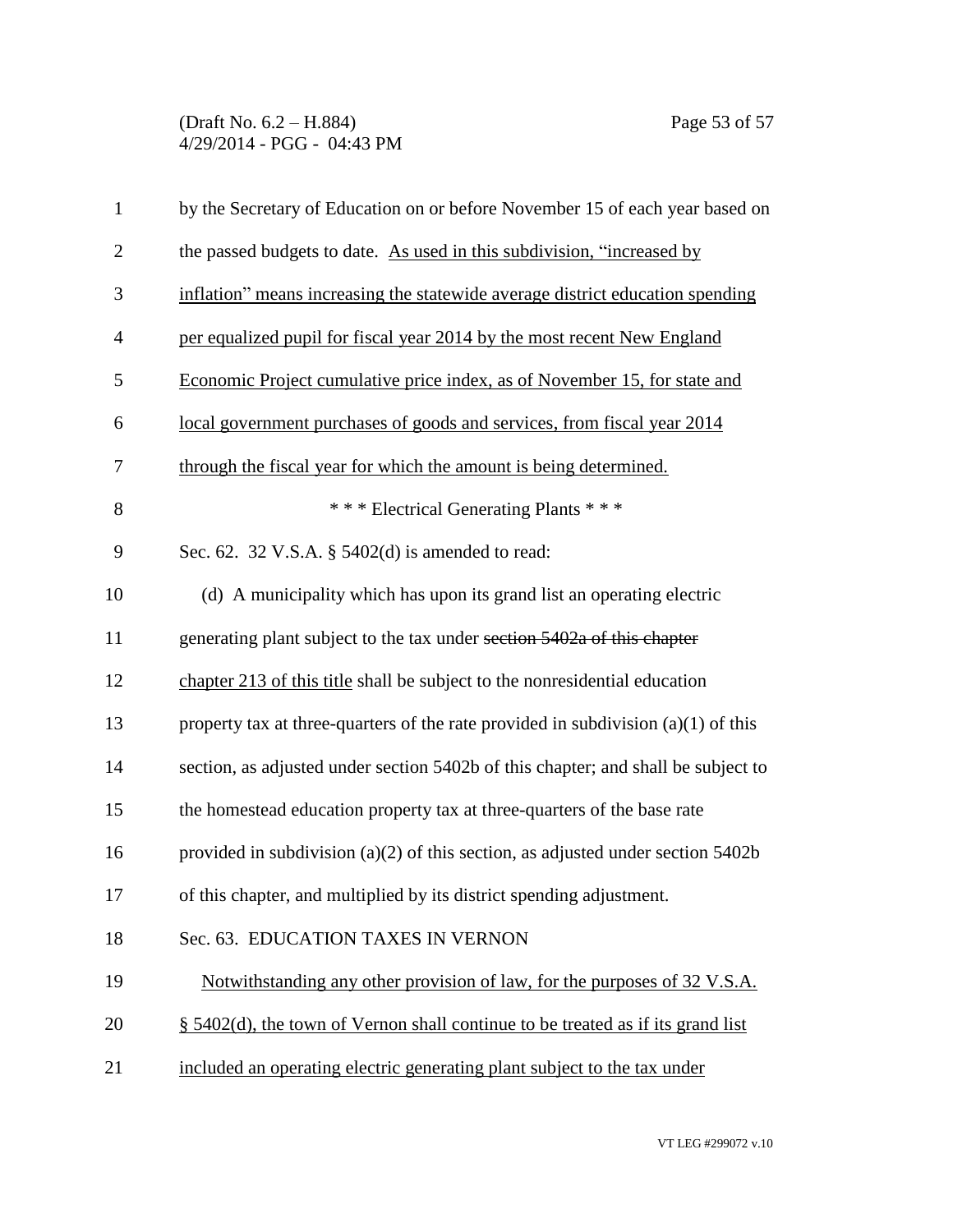by the Secretary of Education on or before November 15 of each year based on the passed budgets to date. As used in this subdivision, "increased by inflation" means increasing the statewide average district education spending per equalized pupil for fiscal year 2014 by the most recent New England Economic Project cumulative price index, as of November 15, for state and local government purchases of goods and services, from fiscal year 2014 through the fiscal year for which the amount is being determined.

\* \* \* Electrical Generating Plants \* \* \*

Sec. 62. 32 V.S.A. § 5402(d) is amended to read:

(d) A municipality which has upon its grand list an operating electric generating plant subject to the tax under ~~section 5402a of this chapter~~ chapter 213 of this title shall be subject to the nonresidential education property tax at three-quarters of the rate provided in subdivision (a)(1) of this section, as adjusted under section 5402b of this chapter; and shall be subject to the homestead education property tax at three-quarters of the base rate provided in subdivision (a)(2) of this section, as adjusted under section 5402b of this chapter, and multiplied by its district spending adjustment.

Sec. 63. EDUCATION TAXES IN VERNON

Notwithstanding any other provision of law, for the purposes of 32 V.S.A. § 5402(d), the town of Vernon shall continue to be treated as if its grand list included an operating electric generating plant subject to the tax under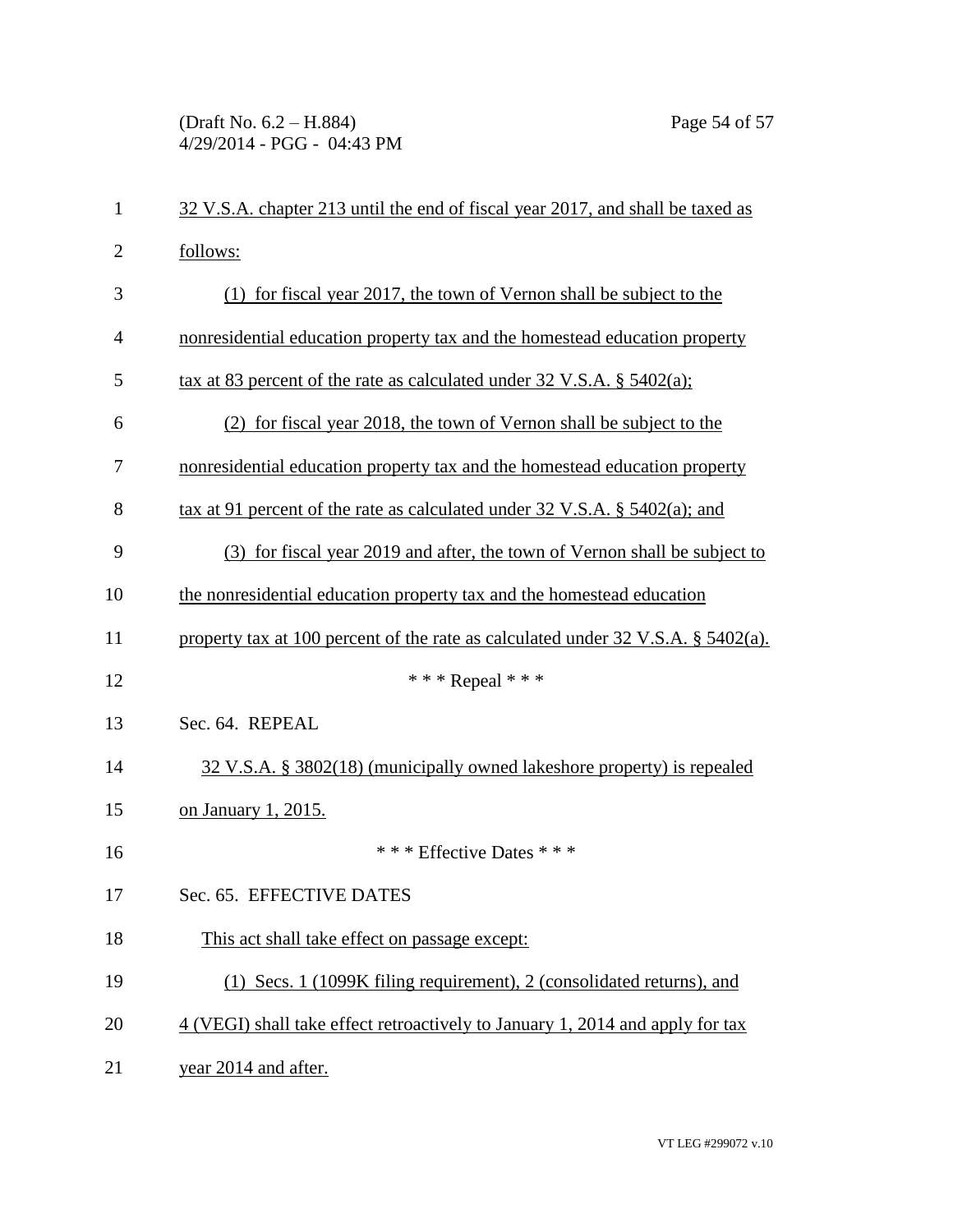32 V.S.A. chapter 213 until the end of fiscal year 2017, and shall be taxed as follows:

(1) for fiscal year 2017, the town of Vernon shall be subject to the nonresidential education property tax and the homestead education property tax at 83 percent of the rate as calculated under 32 V.S.A. § 5402(a);

(2) for fiscal year 2018, the town of Vernon shall be subject to the nonresidential education property tax and the homestead education property tax at 91 percent of the rate as calculated under 32 V.S.A. § 5402(a); and

(3) for fiscal year 2019 and after, the town of Vernon shall be subject to the nonresidential education property tax and the homestead education property tax at 100 percent of the rate as calculated under 32 V.S.A. § 5402(a).

\* \* \* Repeal \* \* \*

Sec. 64. REPEAL

32 V.S.A. § 3802(18) (municipally owned lakeshore property) is repealed on January 1, 2015.

\* \* \* Effective Dates \* \* \*

Sec. 65. EFFECTIVE DATES

This act shall take effect on passage except:

(1) Secs. 1 (1099K filing requirement), 2 (consolidated returns), and 4 (VEGI) shall take effect retroactively to January 1, 2014 and apply for tax year 2014 and after.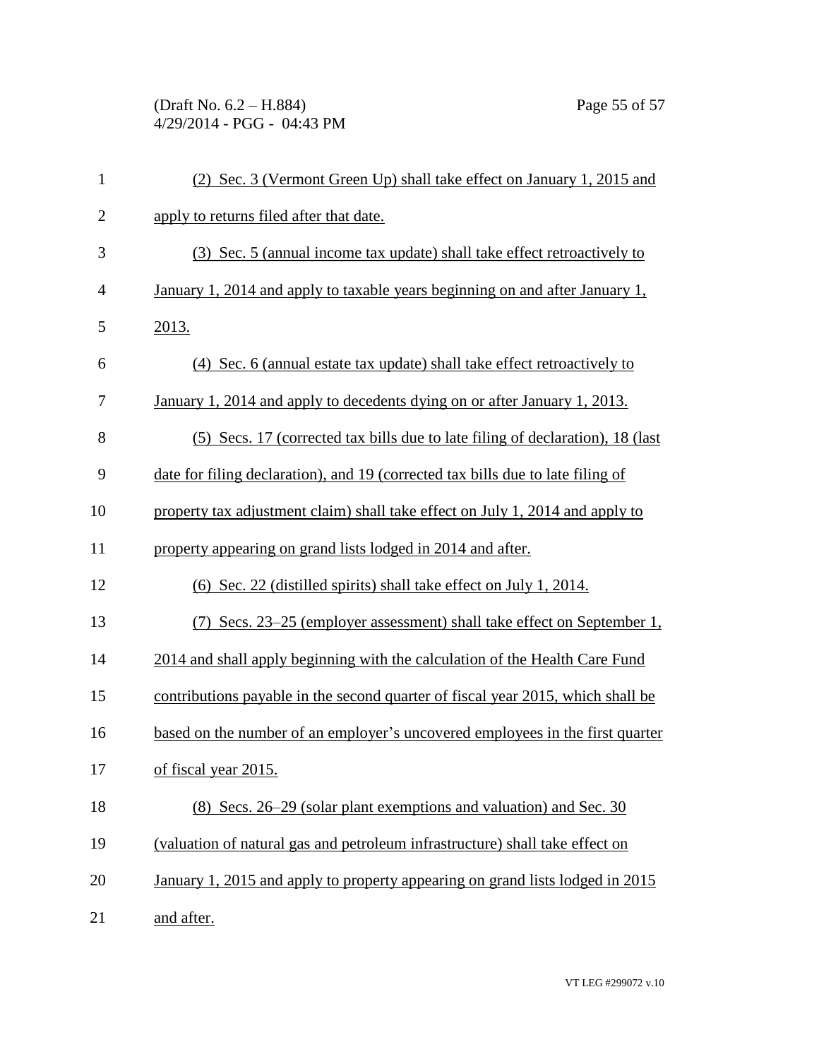(2) Sec. 3 (Vermont Green Up) shall take effect on January 1, 2015 and apply to returns filed after that date.

(3) Sec. 5 (annual income tax update) shall take effect retroactively to January 1, 2014 and apply to taxable years beginning on and after January 1, 2013.

(4) Sec. 6 (annual estate tax update) shall take effect retroactively to January 1, 2014 and apply to decedents dying on or after January 1, 2013.

(5) Secs. 17 (corrected tax bills due to late filing of declaration), 18 (last date for filing declaration), and 19 (corrected tax bills due to late filing of property tax adjustment claim) shall take effect on July 1, 2014 and apply to property appearing on grand lists lodged in 2014 and after.

(6) Sec. 22 (distilled spirits) shall take effect on July 1, 2014.

(7) Secs. 23–25 (employer assessment) shall take effect on September 1, 2014 and shall apply beginning with the calculation of the Health Care Fund contributions payable in the second quarter of fiscal year 2015, which shall be based on the number of an employer's uncovered employees in the first quarter of fiscal year 2015.

(8) Secs. 26–29 (solar plant exemptions and valuation) and Sec. 30 (valuation of natural gas and petroleum infrastructure) shall take effect on January 1, 2015 and apply to property appearing on grand lists lodged in 2015 and after.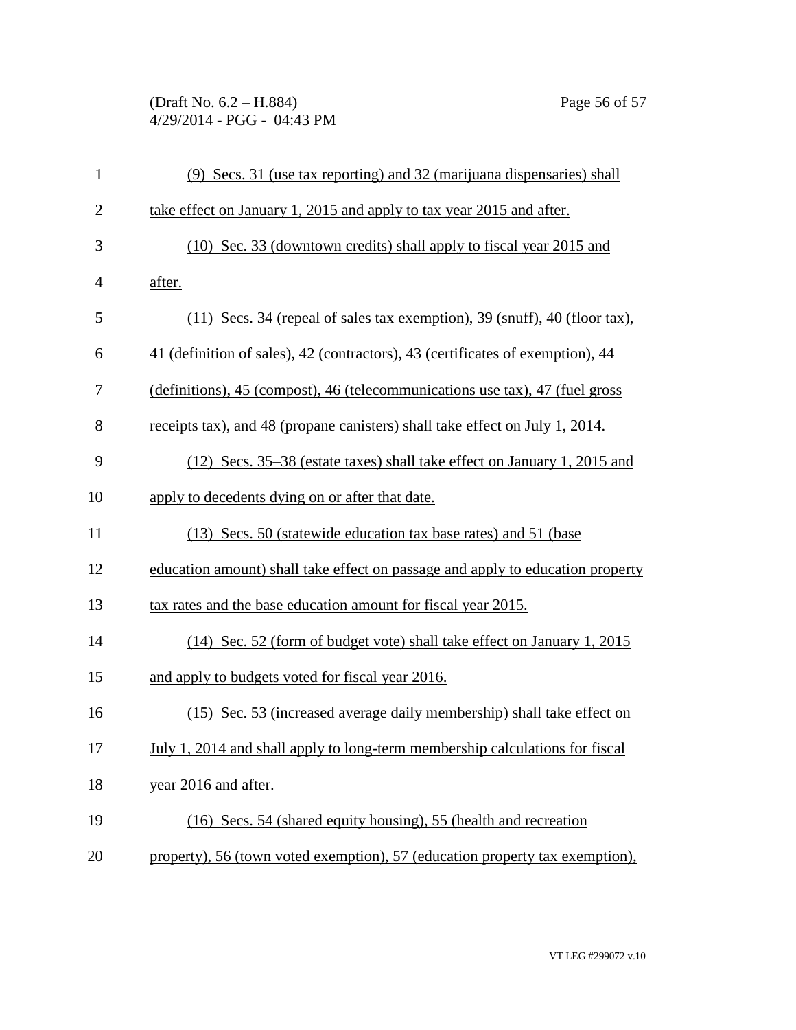(9) Secs. 31 (use tax reporting) and 32 (marijuana dispensaries) shall take effect on January 1, 2015 and apply to tax year 2015 and after.

(10) Sec. 33 (downtown credits) shall apply to fiscal year 2015 and after.

(11) Secs. 34 (repeal of sales tax exemption), 39 (snuff), 40 (floor tax), 41 (definition of sales), 42 (contractors), 43 (certificates of exemption), 44 (definitions), 45 (compost), 46 (telecommunications use tax), 47 (fuel gross receipts tax), and 48 (propane canisters) shall take effect on July 1, 2014.

(12) Secs. 35–38 (estate taxes) shall take effect on January 1, 2015 and apply to decedents dying on or after that date.

(13) Secs. 50 (statewide education tax base rates) and 51 (base education amount) shall take effect on passage and apply to education property tax rates and the base education amount for fiscal year 2015.

(14) Sec. 52 (form of budget vote) shall take effect on January 1, 2015 and apply to budgets voted for fiscal year 2016.

(15) Sec. 53 (increased average daily membership) shall take effect on July 1, 2014 and shall apply to long-term membership calculations for fiscal year 2016 and after.

(16) Secs. 54 (shared equity housing), 55 (health and recreation property), 56 (town voted exemption), 57 (education property tax exemption),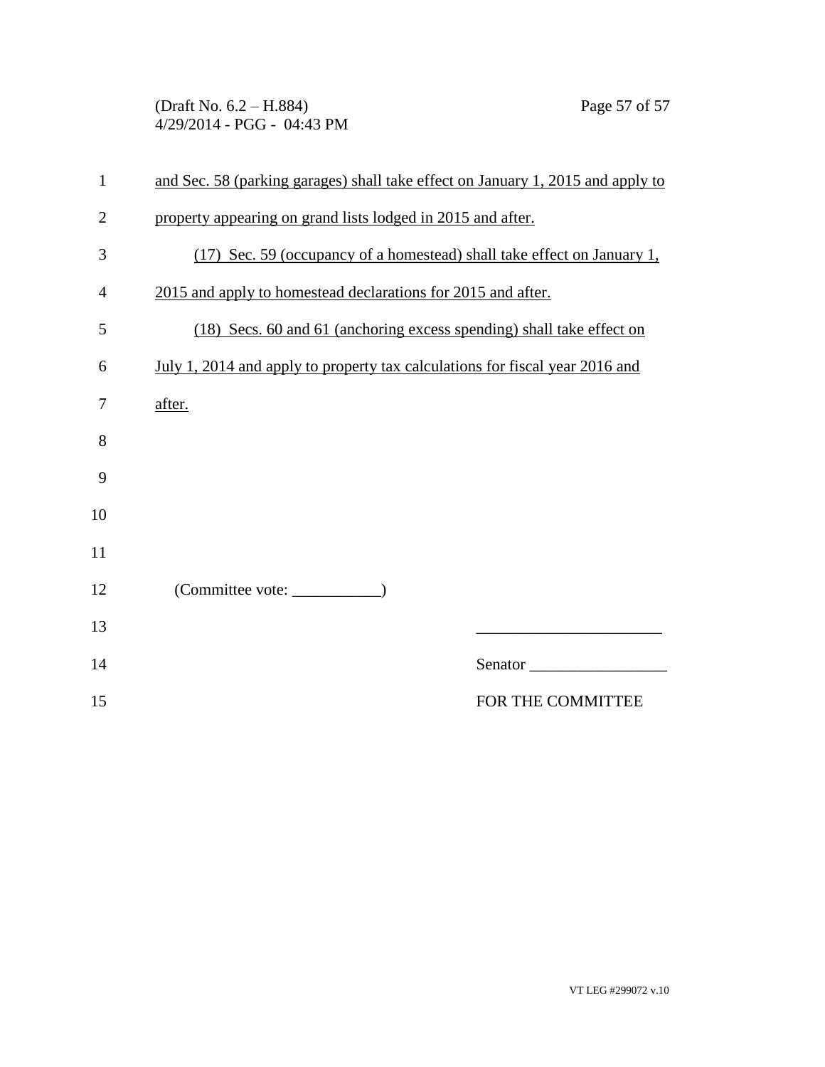and Sec. 58 (parking garages) shall take effect on January 1, 2015 and apply to property appearing on grand lists lodged in 2015 and after.

(17) Sec. 59 (occupancy of a homestead) shall take effect on January 1, 2015 and apply to homestead declarations for 2015 and after.

(18) Secs. 60 and 61 (anchoring excess spending) shall take effect on July 1, 2014 and apply to property tax calculations for fiscal year 2016 and after.

(Committee vote: ___________)

_______________________

Senator _________________

FOR THE COMMITTEE